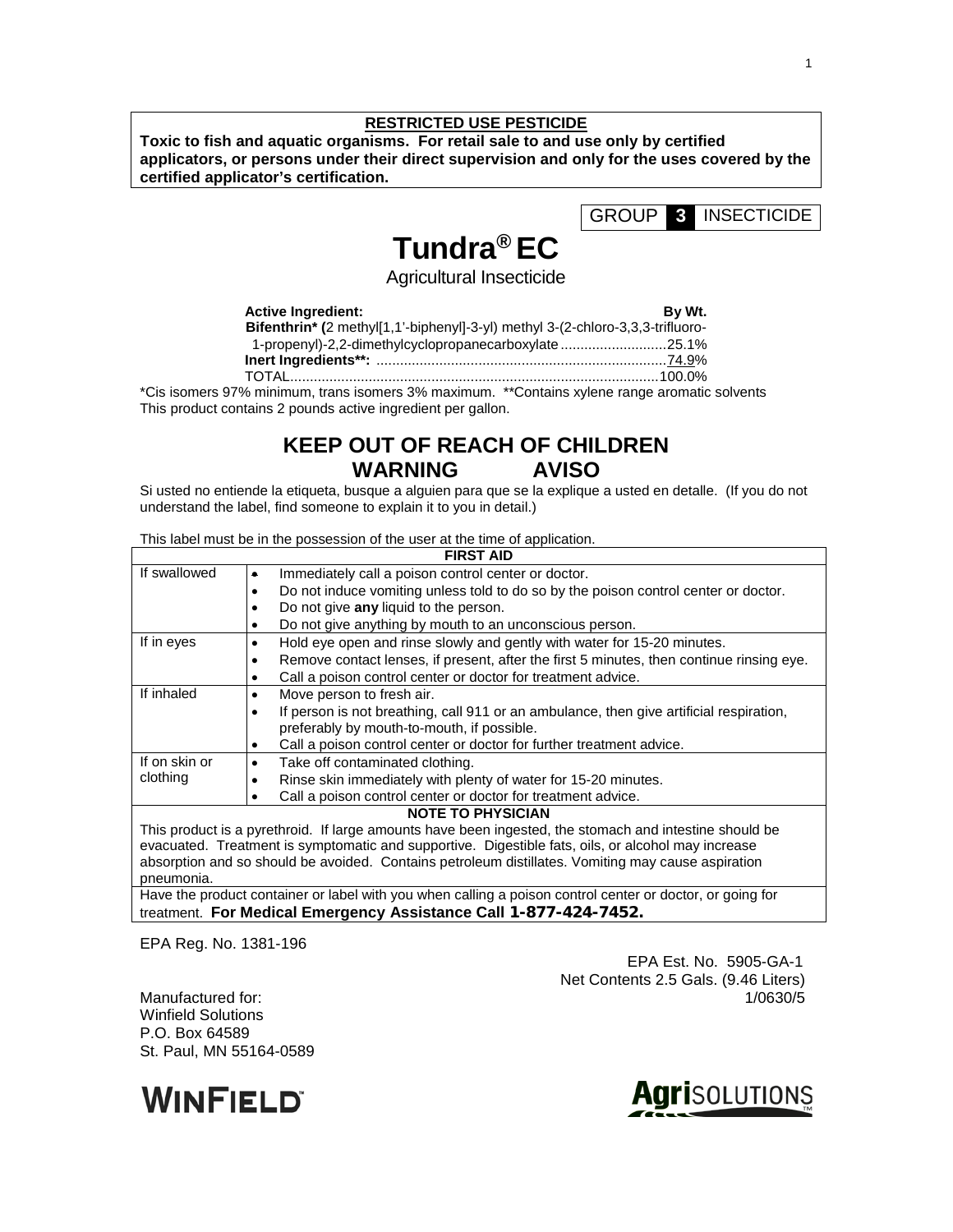**RESTRICTED USE PESTICIDE**

**Toxic to fish and aquatic organisms. For retail sale to and use only by certified applicators, or persons under their direct supervision and only for the uses covered by the certified applicator's certification.**

GROUP **3** INSECTICIDE

# Tundra® EC

Agricultural Insecticide

| **Active Ingredient:** | **By Wt.** |
|---|---|
| **Bifenthrin\* (**2 methyl[1,1'-biphenyl]-3-yl) methyl 3-(2-chloro-3,3,3-trifluoro-1-propenyl)-2,2-dimethylcyclopropanecarboxylate | 25.1% |
| **Inert Ingredients\*\*:** | 74.9% |
| TOTAL | 100.0% |

\*Cis isomers 97% minimum, trans isomers 3% maximum. \*\*Contains xylene range aromatic solvents

This product contains 2 pounds active ingredient per gallon.

## KEEP OUT OF REACH OF CHILDREN

## WARNING AVISO

Si usted no entiende la etiqueta, busque a alguien para que se la explique a usted en detalle. (If you do not understand the label, find someone to explain it to you in detail.)

This label must be in the possession of the user at the time of application.

| **FIRST AID** | |
|---|---|
| If swallowed | • Immediately call a poison control center or doctor.<br>• Do not induce vomiting unless told to do so by the poison control center or doctor.<br>• Do not give **any** liquid to the person.<br>• Do not give anything by mouth to an unconscious person. |
| If in eyes | • Hold eye open and rinse slowly and gently with water for 15-20 minutes.<br>• Remove contact lenses, if present, after the first 5 minutes, then continue rinsing eye.<br>• Call a poison control center or doctor for treatment advice. |
| If inhaled | • Move person to fresh air.<br>• If person is not breathing, call 911 or an ambulance, then give artificial respiration, preferably by mouth-to-mouth, if possible.<br>• Call a poison control center or doctor for further treatment advice. |
| If on skin or clothing | • Take off contaminated clothing.<br>• Rinse skin immediately with plenty of water for 15-20 minutes.<br>• Call a poison control center or doctor for treatment advice. |
| **NOTE TO PHYSICIAN** | |
| This product is a pyrethroid. If large amounts have been ingested, the stomach and intestine should be evacuated. Treatment is symptomatic and supportive. Digestible fats, oils, or alcohol may increase absorption and so should be avoided. Contains petroleum distillates. Vomiting may cause aspiration pneumonia. | |
| Have the product container or label with you when calling a poison control center or doctor, or going for treatment. **For Medical Emergency Assistance Call 1-877-424-7452.** | |

EPA Reg. No. 1381-196

EPA Est. No. 5905-GA-1

Net Contents 2.5 Gals. (9.46 Liters)

1/0630/5

Manufactured for:
Winfield Solutions
P.O. Box 64589
St. Paul, MN 55164-0589

WINFIELD™

AgriSOLUTIONS™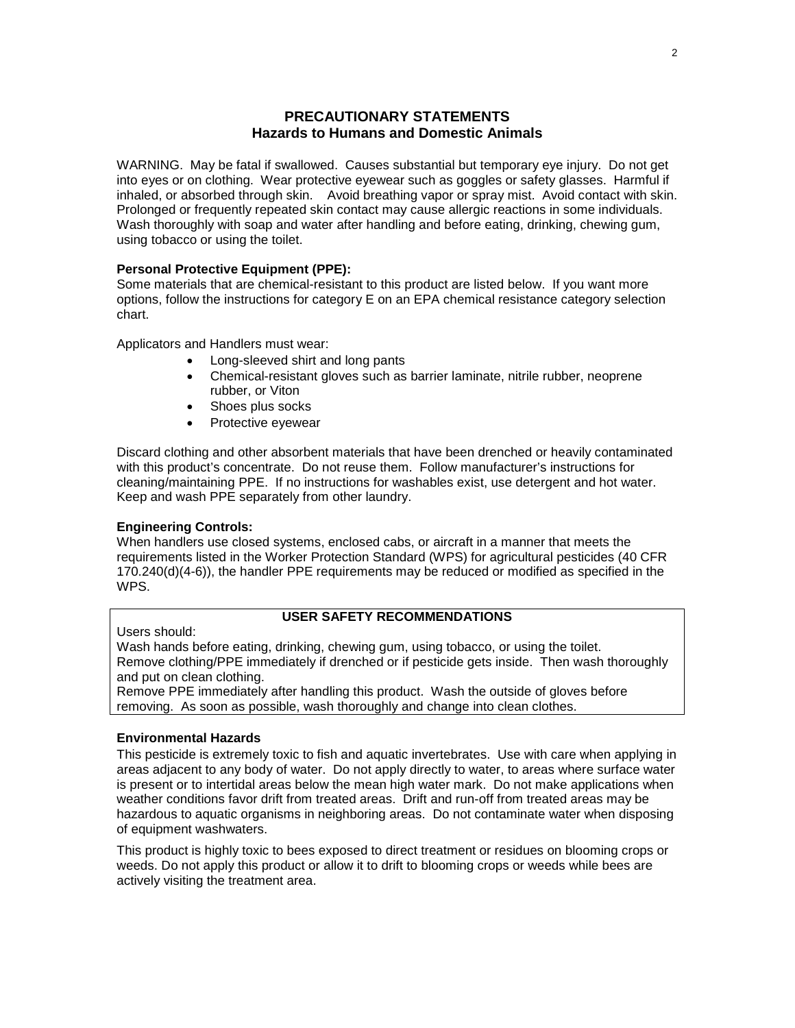# PRECAUTIONARY STATEMENTS
## Hazards to Humans and Domestic Animals

WARNING. May be fatal if swallowed. Causes substantial but temporary eye injury. Do not get into eyes or on clothing. Wear protective eyewear such as goggles or safety glasses. Harmful if inhaled, or absorbed through skin. Avoid breathing vapor or spray mist. Avoid contact with skin. Prolonged or frequently repeated skin contact may cause allergic reactions in some individuals. Wash thoroughly with soap and water after handling and before eating, drinking, chewing gum, using tobacco or using the toilet.

**Personal Protective Equipment (PPE):**
Some materials that are chemical-resistant to this product are listed below. If you want more options, follow the instructions for category E on an EPA chemical resistance category selection chart.

Applicators and Handlers must wear:

- Long-sleeved shirt and long pants
- Chemical-resistant gloves such as barrier laminate, nitrile rubber, neoprene rubber, or Viton
- Shoes plus socks
- Protective eyewear

Discard clothing and other absorbent materials that have been drenched or heavily contaminated with this product's concentrate. Do not reuse them. Follow manufacturer's instructions for cleaning/maintaining PPE. If no instructions for washables exist, use detergent and hot water. Keep and wash PPE separately from other laundry.

**Engineering Controls:**
When handlers use closed systems, enclosed cabs, or aircraft in a manner that meets the requirements listed in the Worker Protection Standard (WPS) for agricultural pesticides (40 CFR 170.240(d)(4-6)), the handler PPE requirements may be reduced or modified as specified in the WPS.

**USER SAFETY RECOMMENDATIONS**

Users should:
Wash hands before eating, drinking, chewing gum, using tobacco, or using the toilet.
Remove clothing/PPE immediately if drenched or if pesticide gets inside. Then wash thoroughly and put on clean clothing.
Remove PPE immediately after handling this product. Wash the outside of gloves before removing. As soon as possible, wash thoroughly and change into clean clothes.

**Environmental Hazards**
This pesticide is extremely toxic to fish and aquatic invertebrates. Use with care when applying in areas adjacent to any body of water. Do not apply directly to water, to areas where surface water is present or to intertidal areas below the mean high water mark. Do not make applications when weather conditions favor drift from treated areas. Drift and run-off from treated areas may be hazardous to aquatic organisms in neighboring areas. Do not contaminate water when disposing of equipment washwaters.

This product is highly toxic to bees exposed to direct treatment or residues on blooming crops or weeds. Do not apply this product or allow it to drift to blooming crops or weeds while bees are actively visiting the treatment area.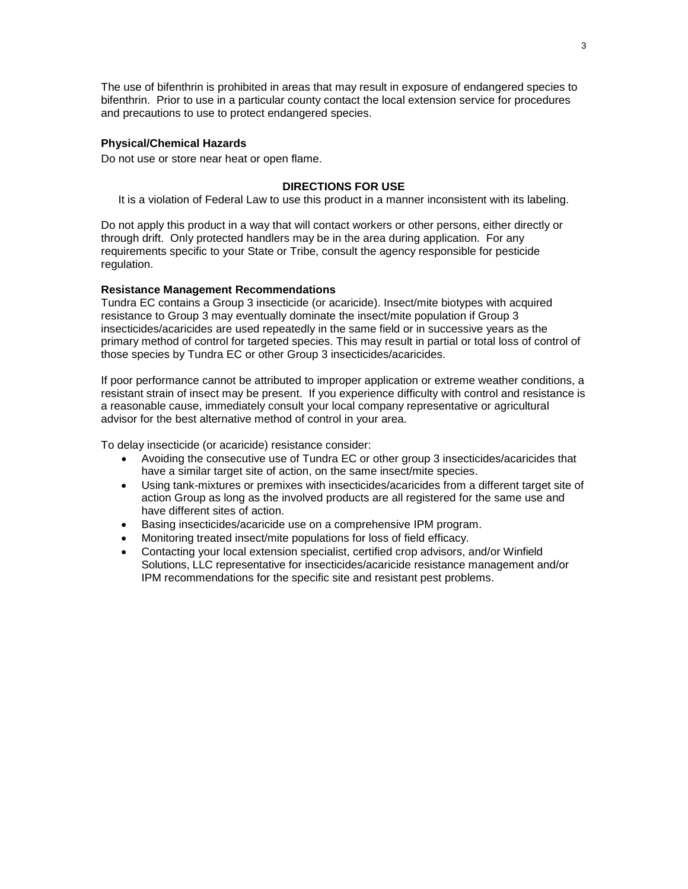The use of bifenthrin is prohibited in areas that may result in exposure of endangered species to bifenthrin. Prior to use in a particular county contact the local extension service for procedures and precautions to use to protect endangered species.

### Physical/Chemical Hazards

Do not use or store near heat or open flame.

## DIRECTIONS FOR USE

It is a violation of Federal Law to use this product in a manner inconsistent with its labeling.

Do not apply this product in a way that will contact workers or other persons, either directly or through drift. Only protected handlers may be in the area during application. For any requirements specific to your State or Tribe, consult the agency responsible for pesticide regulation.

### Resistance Management Recommendations

Tundra EC contains a Group 3 insecticide (or acaricide). Insect/mite biotypes with acquired resistance to Group 3 may eventually dominate the insect/mite population if Group 3 insecticides/acaricides are used repeatedly in the same field or in successive years as the primary method of control for targeted species. This may result in partial or total loss of control of those species by Tundra EC or other Group 3 insecticides/acaricides.

If poor performance cannot be attributed to improper application or extreme weather conditions, a resistant strain of insect may be present. If you experience difficulty with control and resistance is a reasonable cause, immediately consult your local company representative or agricultural advisor for the best alternative method of control in your area.

To delay insecticide (or acaricide) resistance consider:

- Avoiding the consecutive use of Tundra EC or other group 3 insecticides/acaricides that have a similar target site of action, on the same insect/mite species.
- Using tank-mixtures or premixes with insecticides/acaricides from a different target site of action Group as long as the involved products are all registered for the same use and have different sites of action.
- Basing insecticides/acaricide use on a comprehensive IPM program.
- Monitoring treated insect/mite populations for loss of field efficacy.
- Contacting your local extension specialist, certified crop advisors, and/or Winfield Solutions, LLC representative for insecticides/acaricide resistance management and/or IPM recommendations for the specific site and resistant pest problems.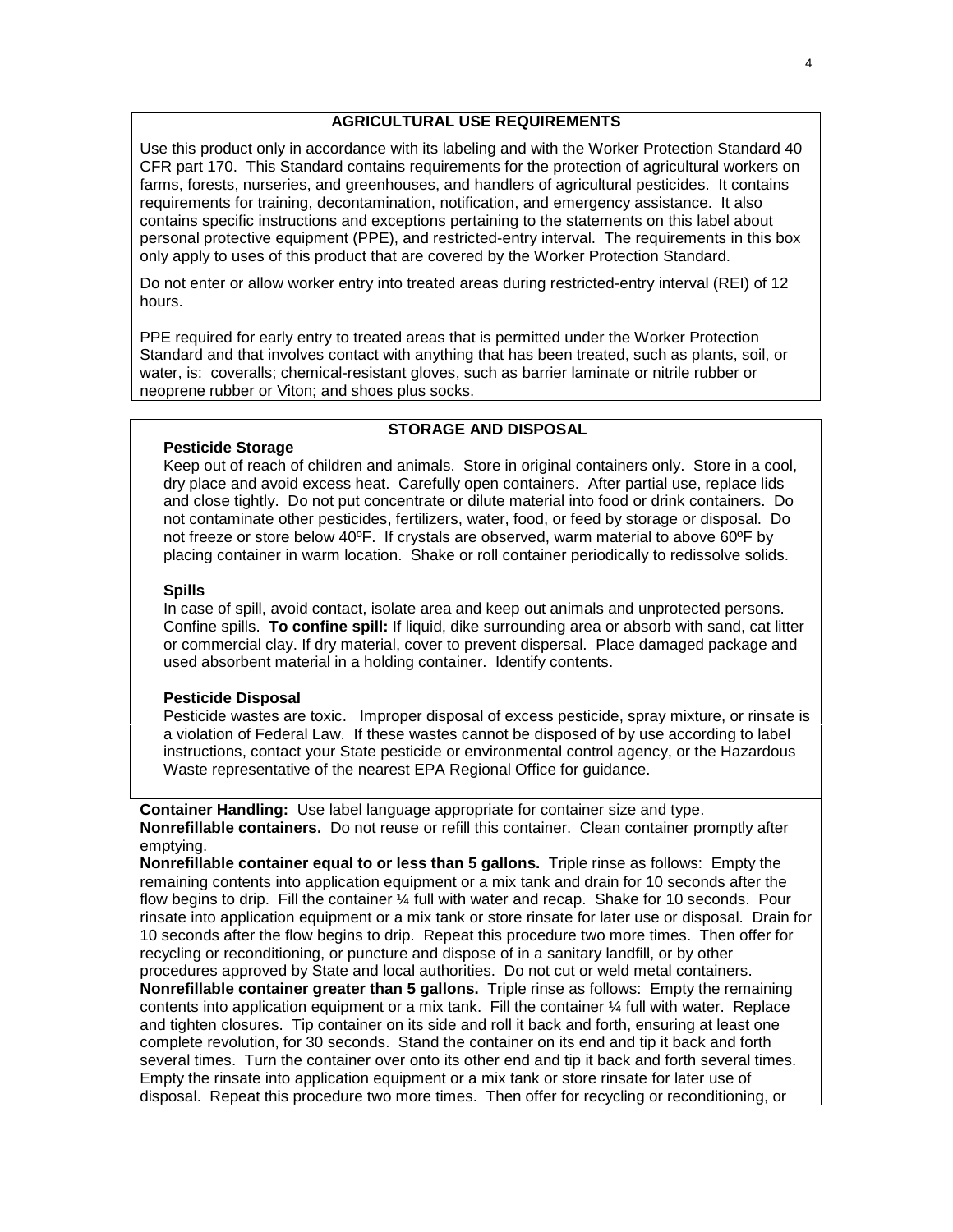## AGRICULTURAL USE REQUIREMENTS

Use this product only in accordance with its labeling and with the Worker Protection Standard 40 CFR part 170. This Standard contains requirements for the protection of agricultural workers on farms, forests, nurseries, and greenhouses, and handlers of agricultural pesticides. It contains requirements for training, decontamination, notification, and emergency assistance. It also contains specific instructions and exceptions pertaining to the statements on this label about personal protective equipment (PPE), and restricted-entry interval. The requirements in this box only apply to uses of this product that are covered by the Worker Protection Standard.

Do not enter or allow worker entry into treated areas during restricted-entry interval (REI) of 12 hours.

PPE required for early entry to treated areas that is permitted under the Worker Protection Standard and that involves contact with anything that has been treated, such as plants, soil, or water, is: coveralls; chemical-resistant gloves, such as barrier laminate or nitrile rubber or neoprene rubber or Viton; and shoes plus socks.

## STORAGE AND DISPOSAL

**Pesticide Storage**

Keep out of reach of children and animals. Store in original containers only. Store in a cool, dry place and avoid excess heat. Carefully open containers. After partial use, replace lids and close tightly. Do not put concentrate or dilute material into food or drink containers. Do not contaminate other pesticides, fertilizers, water, food, or feed by storage or disposal. Do not freeze or store below 40ºF. If crystals are observed, warm material to above 60ºF by placing container in warm location. Shake or roll container periodically to redissolve solids.

**Spills**

In case of spill, avoid contact, isolate area and keep out animals and unprotected persons. Confine spills. **To confine spill:** If liquid, dike surrounding area or absorb with sand, cat litter or commercial clay. If dry material, cover to prevent dispersal. Place damaged package and used absorbent material in a holding container. Identify contents.

**Pesticide Disposal**

Pesticide wastes are toxic. Improper disposal of excess pesticide, spray mixture, or rinsate is a violation of Federal Law. If these wastes cannot be disposed of by use according to label instructions, contact your State pesticide or environmental control agency, or the Hazardous Waste representative of the nearest EPA Regional Office for guidance.

**Container Handling:** Use label language appropriate for container size and type.
**Nonrefillable containers.** Do not reuse or refill this container. Clean container promptly after emptying.
**Nonrefillable container equal to or less than 5 gallons.** Triple rinse as follows: Empty the remaining contents into application equipment or a mix tank and drain for 10 seconds after the flow begins to drip. Fill the container ¼ full with water and recap. Shake for 10 seconds. Pour rinsate into application equipment or a mix tank or store rinsate for later use or disposal. Drain for 10 seconds after the flow begins to drip. Repeat this procedure two more times. Then offer for recycling or reconditioning, or puncture and dispose of in a sanitary landfill, or by other procedures approved by State and local authorities. Do not cut or weld metal containers.
**Nonrefillable container greater than 5 gallons.** Triple rinse as follows: Empty the remaining contents into application equipment or a mix tank. Fill the container ¼ full with water. Replace and tighten closures. Tip container on its side and roll it back and forth, ensuring at least one complete revolution, for 30 seconds. Stand the container on its end and tip it back and forth several times. Turn the container over onto its other end and tip it back and forth several times. Empty the rinsate into application equipment or a mix tank or store rinsate for later use of disposal. Repeat this procedure two more times. Then offer for recycling or reconditioning, or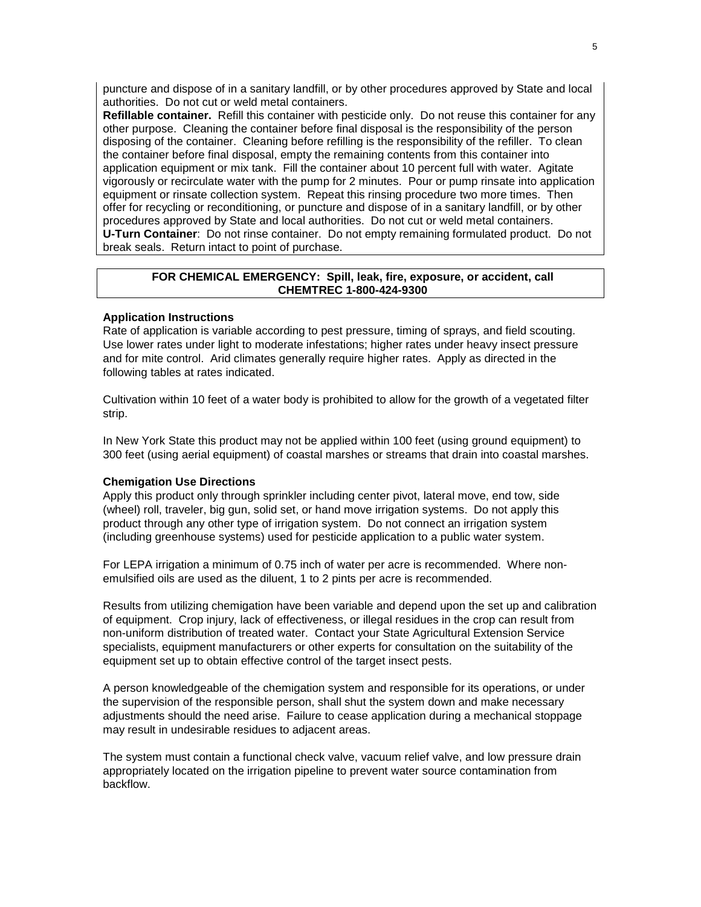puncture and dispose of in a sanitary landfill, or by other procedures approved by State and local authorities. Do not cut or weld metal containers.

**Refillable container.** Refill this container with pesticide only. Do not reuse this container for any other purpose. Cleaning the container before final disposal is the responsibility of the person disposing of the container. Cleaning before refilling is the responsibility of the refiller. To clean the container before final disposal, empty the remaining contents from this container into application equipment or mix tank. Fill the container about 10 percent full with water. Agitate vigorously or recirculate water with the pump for 2 minutes. Pour or pump rinsate into application equipment or rinsate collection system. Repeat this rinsing procedure two more times. Then offer for recycling or reconditioning, or puncture and dispose of in a sanitary landfill, or by other procedures approved by State and local authorities. Do not cut or weld metal containers.

**U-Turn Container**: Do not rinse container. Do not empty remaining formulated product. Do not break seals. Return intact to point of purchase.

**FOR CHEMICAL EMERGENCY: Spill, leak, fire, exposure, or accident, call CHEMTREC 1-800-424-9300**

### Application Instructions

Rate of application is variable according to pest pressure, timing of sprays, and field scouting. Use lower rates under light to moderate infestations; higher rates under heavy insect pressure and for mite control. Arid climates generally require higher rates. Apply as directed in the following tables at rates indicated.

Cultivation within 10 feet of a water body is prohibited to allow for the growth of a vegetated filter strip.

In New York State this product may not be applied within 100 feet (using ground equipment) to 300 feet (using aerial equipment) of coastal marshes or streams that drain into coastal marshes.

### Chemigation Use Directions

Apply this product only through sprinkler including center pivot, lateral move, end tow, side (wheel) roll, traveler, big gun, solid set, or hand move irrigation systems. Do not apply this product through any other type of irrigation system. Do not connect an irrigation system (including greenhouse systems) used for pesticide application to a public water system.

For LEPA irrigation a minimum of 0.75 inch of water per acre is recommended. Where non-emulsified oils are used as the diluent, 1 to 2 pints per acre is recommended.

Results from utilizing chemigation have been variable and depend upon the set up and calibration of equipment. Crop injury, lack of effectiveness, or illegal residues in the crop can result from non-uniform distribution of treated water. Contact your State Agricultural Extension Service specialists, equipment manufacturers or other experts for consultation on the suitability of the equipment set up to obtain effective control of the target insect pests.

A person knowledgeable of the chemigation system and responsible for its operations, or under the supervision of the responsible person, shall shut the system down and make necessary adjustments should the need arise. Failure to cease application during a mechanical stoppage may result in undesirable residues to adjacent areas.

The system must contain a functional check valve, vacuum relief valve, and low pressure drain appropriately located on the irrigation pipeline to prevent water source contamination from backflow.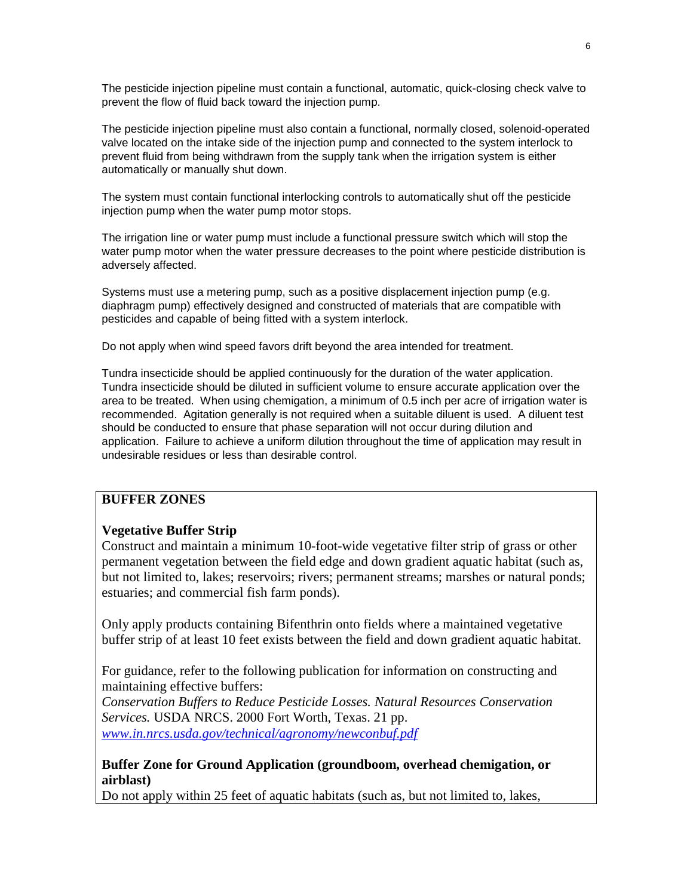The pesticide injection pipeline must contain a functional, automatic, quick-closing check valve to prevent the flow of fluid back toward the injection pump.

The pesticide injection pipeline must also contain a functional, normally closed, solenoid-operated valve located on the intake side of the injection pump and connected to the system interlock to prevent fluid from being withdrawn from the supply tank when the irrigation system is either automatically or manually shut down.

The system must contain functional interlocking controls to automatically shut off the pesticide injection pump when the water pump motor stops.

The irrigation line or water pump must include a functional pressure switch which will stop the water pump motor when the water pressure decreases to the point where pesticide distribution is adversely affected.

Systems must use a metering pump, such as a positive displacement injection pump (e.g. diaphragm pump) effectively designed and constructed of materials that are compatible with pesticides and capable of being fitted with a system interlock.

Do not apply when wind speed favors drift beyond the area intended for treatment.

Tundra insecticide should be applied continuously for the duration of the water application. Tundra insecticide should be diluted in sufficient volume to ensure accurate application over the area to be treated. When using chemigation, a minimum of 0.5 inch per acre of irrigation water is recommended. Agitation generally is not required when a suitable diluent is used. A diluent test should be conducted to ensure that phase separation will not occur during dilution and application. Failure to achieve a uniform dilution throughout the time of application may result in undesirable residues or less than desirable control.

## BUFFER ZONES

### Vegetative Buffer Strip

Construct and maintain a minimum 10-foot-wide vegetative filter strip of grass or other permanent vegetation between the field edge and down gradient aquatic habitat (such as, but not limited to, lakes; reservoirs; rivers; permanent streams; marshes or natural ponds; estuaries; and commercial fish farm ponds).

Only apply products containing Bifenthrin onto fields where a maintained vegetative buffer strip of at least 10 feet exists between the field and down gradient aquatic habitat.

For guidance, refer to the following publication for information on constructing and maintaining effective buffers:
*Conservation Buffers to Reduce Pesticide Losses. Natural Resources Conservation Services.* USDA NRCS. 2000 Fort Worth, Texas. 21 pp.
*www.in.nrcs.usda.gov/technical/agronomy/newconbuf.pdf*

### Buffer Zone for Ground Application (groundboom, overhead chemigation, or airblast)

Do not apply within 25 feet of aquatic habitats (such as, but not limited to, lakes,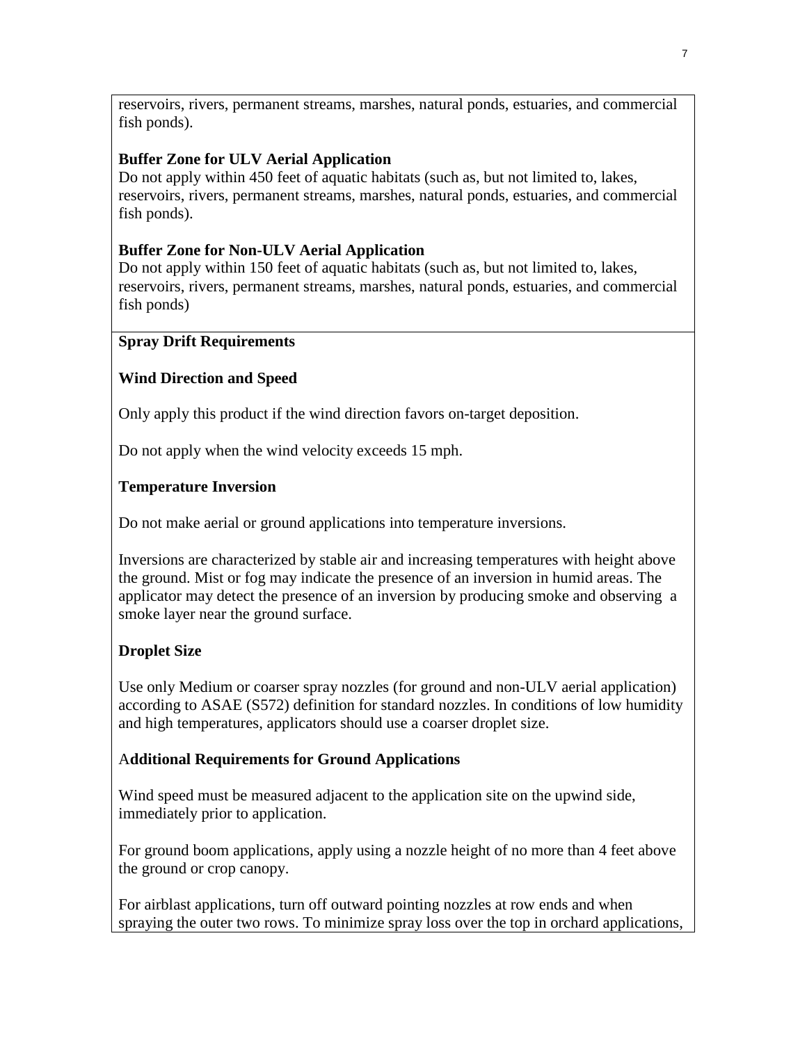reservoirs, rivers, permanent streams, marshes, natural ponds, estuaries, and commercial fish ponds).

**Buffer Zone for ULV Aerial Application**

Do not apply within 450 feet of aquatic habitats (such as, but not limited to, lakes, reservoirs, rivers, permanent streams, marshes, natural ponds, estuaries, and commercial fish ponds).

**Buffer Zone for Non-ULV Aerial Application**

Do not apply within 150 feet of aquatic habitats (such as, but not limited to, lakes, reservoirs, rivers, permanent streams, marshes, natural ponds, estuaries, and commercial fish ponds)

**Spray Drift Requirements**

**Wind Direction and Speed**

Only apply this product if the wind direction favors on-target deposition.

Do not apply when the wind velocity exceeds 15 mph.

**Temperature Inversion**

Do not make aerial or ground applications into temperature inversions.

Inversions are characterized by stable air and increasing temperatures with height above the ground. Mist or fog may indicate the presence of an inversion in humid areas. The applicator may detect the presence of an inversion by producing smoke and observing a smoke layer near the ground surface.

**Droplet Size**

Use only Medium or coarser spray nozzles (for ground and non-ULV aerial application) according to ASAE (S572) definition for standard nozzles. In conditions of low humidity and high temperatures, applicators should use a coarser droplet size.

**Additional Requirements for Ground Applications**

Wind speed must be measured adjacent to the application site on the upwind side, immediately prior to application.

For ground boom applications, apply using a nozzle height of no more than 4 feet above the ground or crop canopy.

For airblast applications, turn off outward pointing nozzles at row ends and when spraying the outer two rows. To minimize spray loss over the top in orchard applications,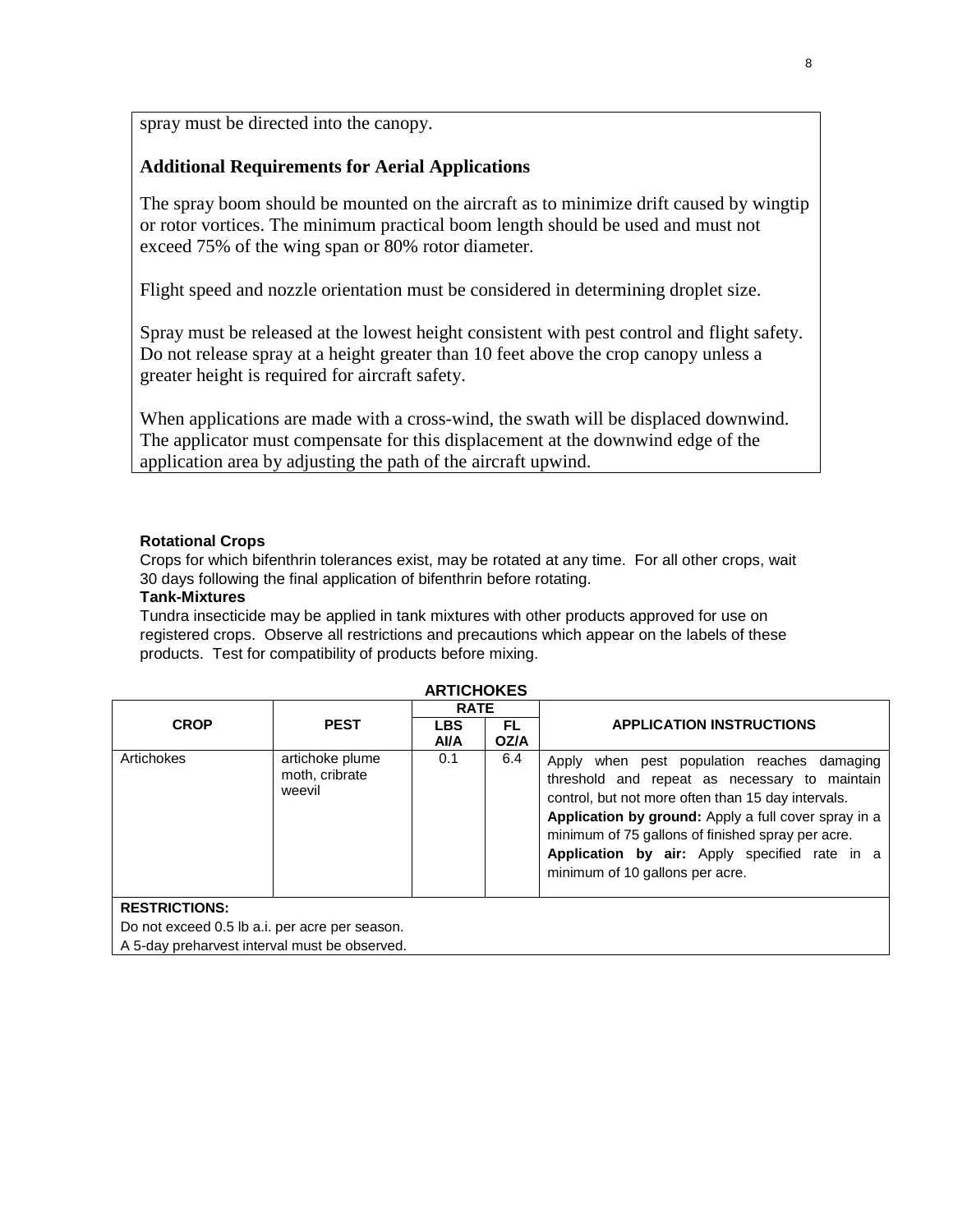spray must be directed into the canopy.

### Additional Requirements for Aerial Applications

The spray boom should be mounted on the aircraft as to minimize drift caused by wingtip or rotor vortices. The minimum practical boom length should be used and must not exceed 75% of the wing span or 80% rotor diameter.

Flight speed and nozzle orientation must be considered in determining droplet size.

Spray must be released at the lowest height consistent with pest control and flight safety. Do not release spray at a height greater than 10 feet above the crop canopy unless a greater height is required for aircraft safety.

When applications are made with a cross-wind, the swath will be displaced downwind. The applicator must compensate for this displacement at the downwind edge of the application area by adjusting the path of the aircraft upwind.

**Rotational Crops**

Crops for which bifenthrin tolerances exist, may be rotated at any time. For all other crops, wait 30 days following the final application of bifenthrin before rotating.

**Tank-Mixtures**

Tundra insecticide may be applied in tank mixtures with other products approved for use on registered crops. Observe all restrictions and precautions which appear on the labels of these products. Test for compatibility of products before mixing.

**ARTICHOKES**

| CROP | PEST | RATE | | APPLICATION INSTRUCTIONS |
|---|---|---|---|---|
| | | LBS AI/A | FL OZ/A | |
| Artichokes | artichoke plume moth, cribrate weevil | 0.1 | 6.4 | Apply when pest population reaches damaging threshold and repeat as necessary to maintain control, but not more often than 15 day intervals. **Application by ground:** Apply a full cover spray in a minimum of 75 gallons of finished spray per acre. **Application by air:** Apply specified rate in a minimum of 10 gallons per acre. |

**RESTRICTIONS:**

Do not exceed 0.5 lb a.i. per acre per season.

A 5-day preharvest interval must be observed.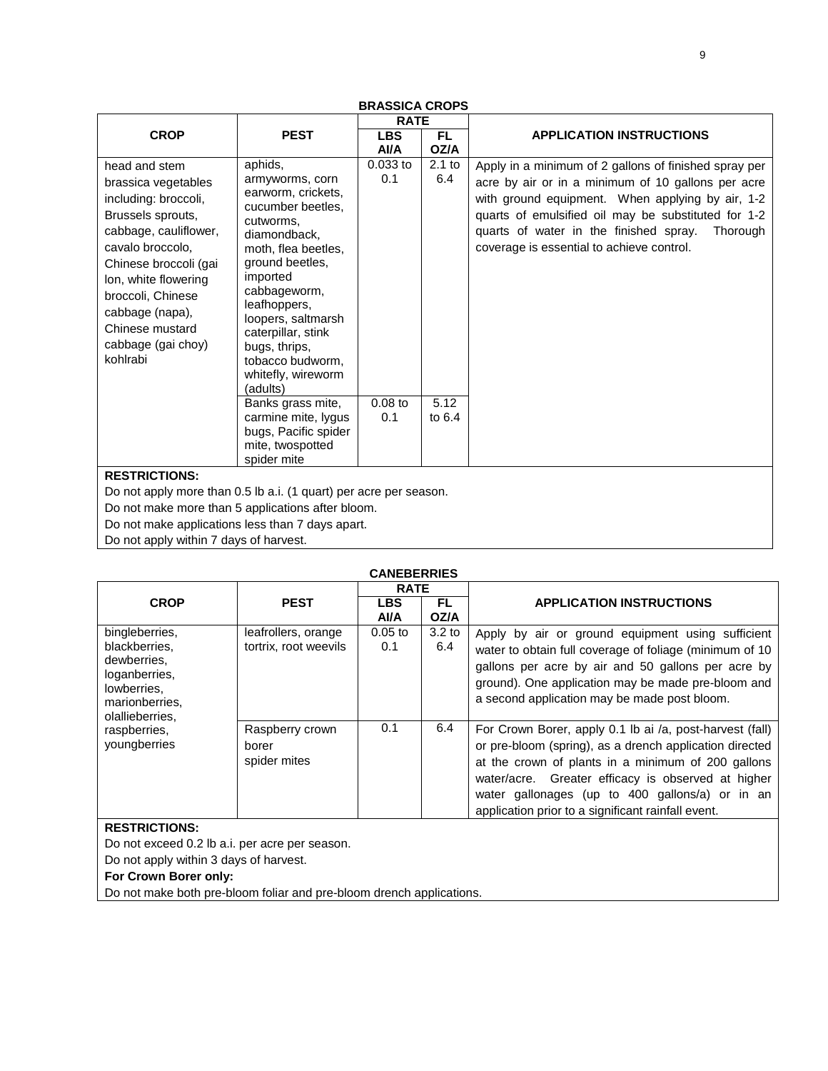## BRASSICA CROPS

| CROP | PEST | RATE | | APPLICATION INSTRUCTIONS |
|---|---|---|---|---|
| | | LBS AI/A | FL OZ/A | |
| head and stem brassica vegetables including: broccoli, Brussels sprouts, cabbage, cauliflower, cavalo broccolo, Chinese broccoli (gai lon, white flowering broccoli, Chinese cabbage (napa), Chinese mustard cabbage (gai choy) kohlrabi | aphids, armyworms, corn earworm, crickets, cucumber beetles, cutworms, diamondback, moth, flea beetles, ground beetles, imported cabbageworm, leafhoppers, loopers, saltmarsh caterpillar, stink bugs, thrips, tobacco budworm, whitefly, wireworm (adults) | 0.033 to 0.1 | 2.1 to 6.4 | Apply in a minimum of 2 gallons of finished spray per acre by air or in a minimum of 10 gallons per acre with ground equipment. When applying by air, 1-2 quarts of emulsified oil may be substituted for 1-2 quarts of water in the finished spray. Thorough coverage is essential to achieve control. |
| | Banks grass mite, carmine mite, lygus bugs, Pacific spider mite, twospotted spider mite | 0.08 to 0.1 | 5.12 to 6.4 | |

**RESTRICTIONS:**

Do not apply more than 0.5 lb a.i. (1 quart) per acre per season.

Do not make more than 5 applications after bloom.

Do not make applications less than 7 days apart.

Do not apply within 7 days of harvest.

## CANEBERRIES

| CROP | PEST | RATE | | APPLICATION INSTRUCTIONS |
|---|---|---|---|---|
| | | LBS AI/A | FL OZ/A | |
| bingleberries, blackberries, dewberries, loganberries, lowberries, marionberries, olallieberries, raspberries, youngberries | leafrollers, orange tortrix, root weevils | 0.05 to 0.1 | 3.2 to 6.4 | Apply by air or ground equipment using sufficient water to obtain full coverage of foliage (minimum of 10 gallons per acre by air and 50 gallons per acre by ground). One application may be made pre-bloom and a second application may be made post bloom. |
| | Raspberry crown borer spider mites | 0.1 | 6.4 | For Crown Borer, apply 0.1 lb ai /a, post-harvest (fall) or pre-bloom (spring), as a drench application directed at the crown of plants in a minimum of 200 gallons water/acre. Greater efficacy is observed at higher water gallonages (up to 400 gallons/a) or in an application prior to a significant rainfall event. |

**RESTRICTIONS:**

Do not exceed 0.2 lb a.i. per acre per season.

Do not apply within 3 days of harvest.

**For Crown Borer only:**

Do not make both pre-bloom foliar and pre-bloom drench applications.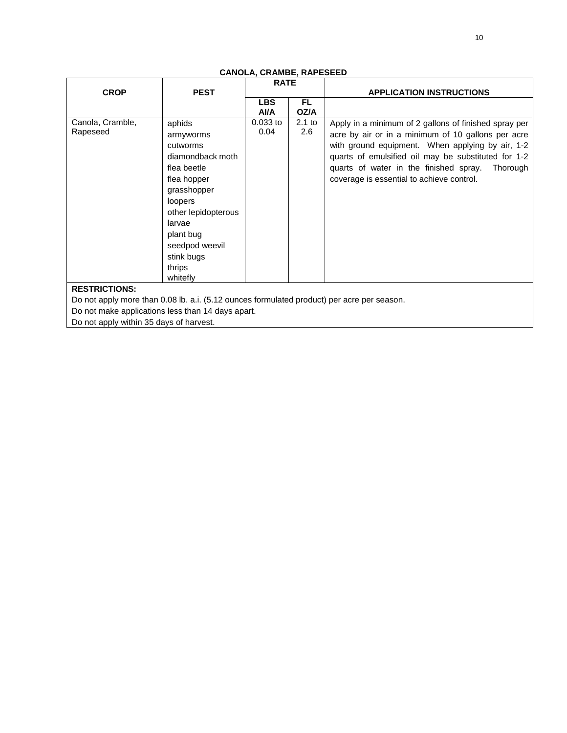## CANOLA, CRAMBE, RAPESEED

| CROP | PEST | RATE | | APPLICATION INSTRUCTIONS |
|---|---|---|---|---|
| | | LBS AI/A | FL OZ/A | |
| Canola, Cramble, Rapeseed | aphids<br>armyworms<br>cutworms<br>diamondback moth<br>flea beetle<br>flea hopper<br>grasshopper<br>loopers<br>other lepidopterous larvae<br>plant bug<br>seedpod weevil<br>stink bugs<br>thrips<br>whitefly | 0.033 to 0.04 | 2.1 to 2.6 | Apply in a minimum of 2 gallons of finished spray per acre by air or in a minimum of 10 gallons per acre with ground equipment. When applying by air, 1-2 quarts of emulsified oil may be substituted for 1-2 quarts of water in the finished spray. Thorough coverage is essential to achieve control. |

**RESTRICTIONS:**

Do not apply more than 0.08 lb. a.i. (5.12 ounces formulated product) per acre per season.

Do not make applications less than 14 days apart.

Do not apply within 35 days of harvest.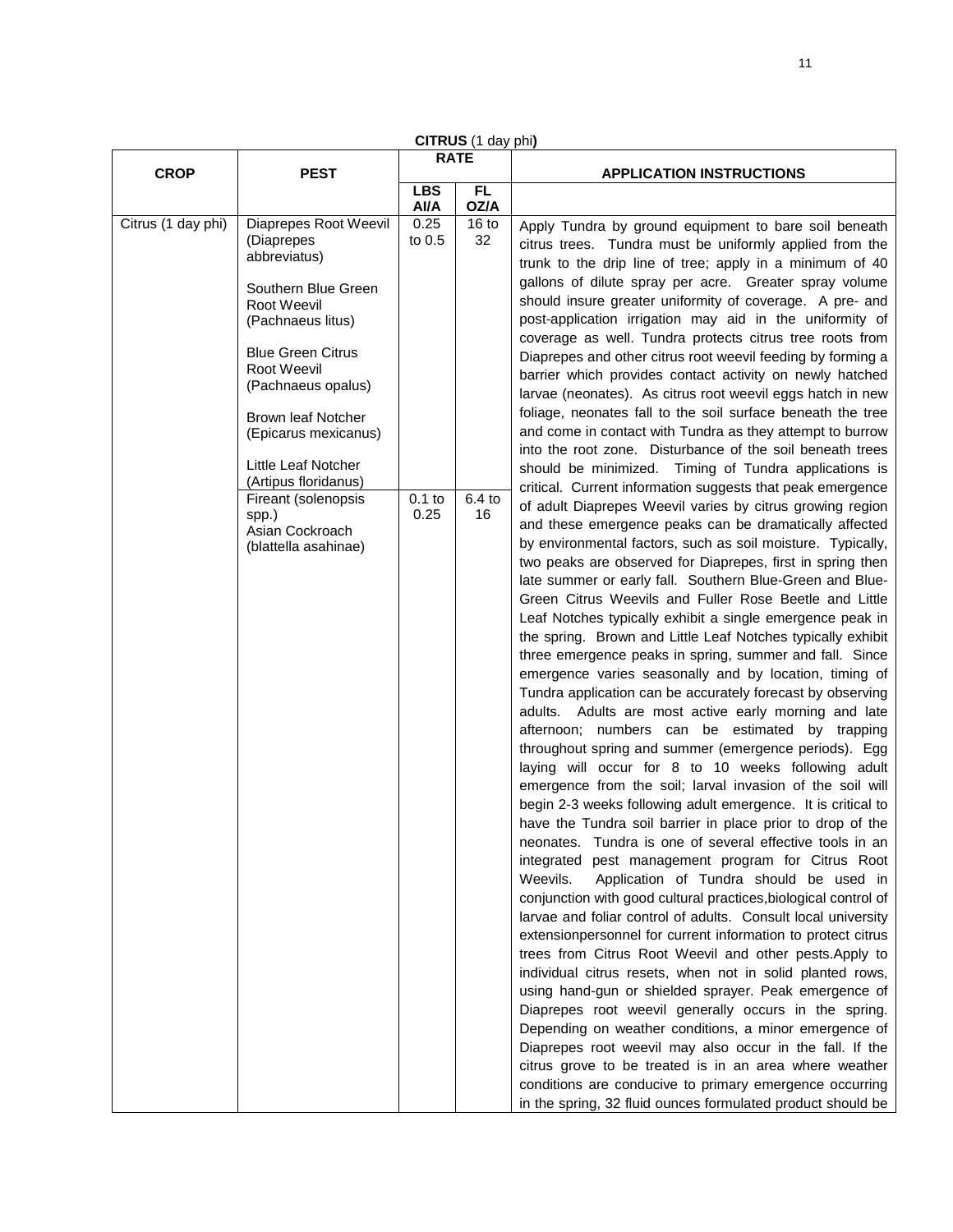**CITRUS** (1 day phi**)**

| CROP | PEST | RATE | | APPLICATION INSTRUCTIONS |
|---|---|---|---|---|
| | | LBS AI/A | FL OZ/A | |
| Citrus (1 day phi) | Diaprepes Root Weevil (Diaprepes abbreviatus)<br><br>Southern Blue Green Root Weevil (Pachnaeus litus)<br><br>Blue Green Citrus Root Weevil (Pachnaeus opalus)<br><br>Brown leaf Notcher (Epicarus mexicanus)<br><br>Little Leaf Notcher (Artipus floridanus) | 0.25 to 0.5 | 16 to 32 | Apply Tundra by ground equipment to bare soil beneath citrus trees. Tundra must be uniformly applied from the trunk to the drip line of tree; apply in a minimum of 40 gallons of dilute spray per acre. Greater spray volume should insure greater uniformity of coverage. A pre- and post-application irrigation may aid in the uniformity of coverage as well. Tundra protects citrus tree roots from Diaprepes and other citrus root weevil feeding by forming a barrier which provides contact activity on newly hatched larvae (neonates). As citrus root weevil eggs hatch in new foliage, neonates fall to the soil surface beneath the tree and come in contact with Tundra as they attempt to burrow into the root zone. Disturbance of the soil beneath trees should be minimized. Timing of Tundra applications is critical. Current information suggests that peak emergence of adult Diaprepes Weevil varies by citrus growing region and these emergence peaks can be dramatically affected by environmental factors, such as soil moisture. Typically, two peaks are observed for Diaprepes, first in spring then late summer or early fall. Southern Blue-Green and Blue-Green Citrus Weevils and Fuller Rose Beetle and Little Leaf Notches typically exhibit a single emergence peak in the spring. Brown and Little Leaf Notches typically exhibit three emergence peaks in spring, summer and fall. Since emergence varies seasonally and by location, timing of Tundra application can be accurately forecast by observing adults. Adults are most active early morning and late afternoon; numbers can be estimated by trapping throughout spring and summer (emergence periods). Egg laying will occur for 8 to 10 weeks following adult emergence from the soil; larval invasion of the soil will begin 2-3 weeks following adult emergence. It is critical to have the Tundra soil barrier in place prior to drop of the neonates. Tundra is one of several effective tools in an integrated pest management program for Citrus Root Weevils. Application of Tundra should be used in conjunction with good cultural practices,biological control of larvae and foliar control of adults. Consult local university extensionpersonnel for current information to protect citrus trees from Citrus Root Weevil and other pests.Apply to individual citrus resets, when not in solid planted rows, using hand-gun or shielded sprayer. Peak emergence of Diaprepes root weevil generally occurs in the spring. Depending on weather conditions, a minor emergence of Diaprepes root weevil may also occur in the fall. If the citrus grove to be treated is in an area where weather conditions are conducive to primary emergence occurring in the spring, 32 fluid ounces formulated product should be |
| | Fireant (solenopsis spp.)<br>Asian Cockroach (blattella asahinae) | 0.1 to 0.25 | 6.4 to 16 | |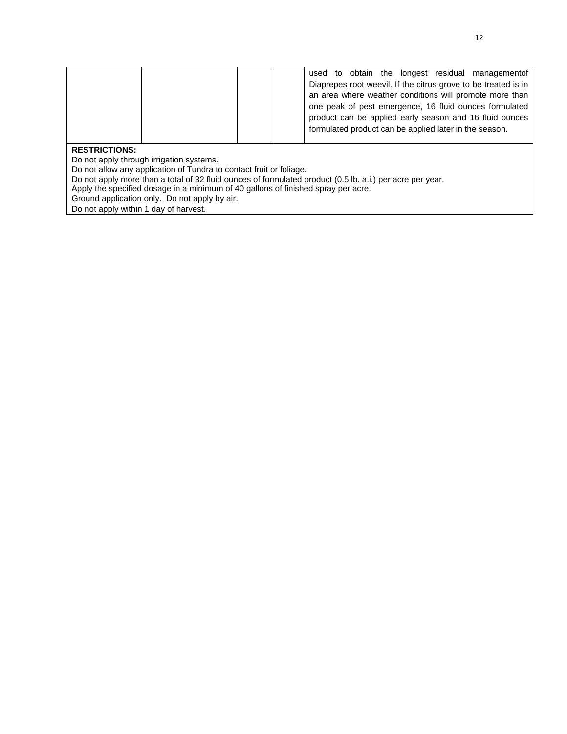|  |  |  |  | used to obtain the longest residual managementof Diaprepes root weevil. If the citrus grove to be treated is in an area where weather conditions will promote more than one peak of pest emergence, 16 fluid ounces formulated product can be applied early season and 16 fluid ounces formulated product can be applied later in the season. |
|---|---|---|---|---|

**RESTRICTIONS:**

Do not apply through irrigation systems.
Do not allow any application of Tundra to contact fruit or foliage.
Do not apply more than a total of 32 fluid ounces of formulated product (0.5 lb. a.i.) per acre per year.
Apply the specified dosage in a minimum of 40 gallons of finished spray per acre.
Ground application only. Do not apply by air.
Do not apply within 1 day of harvest.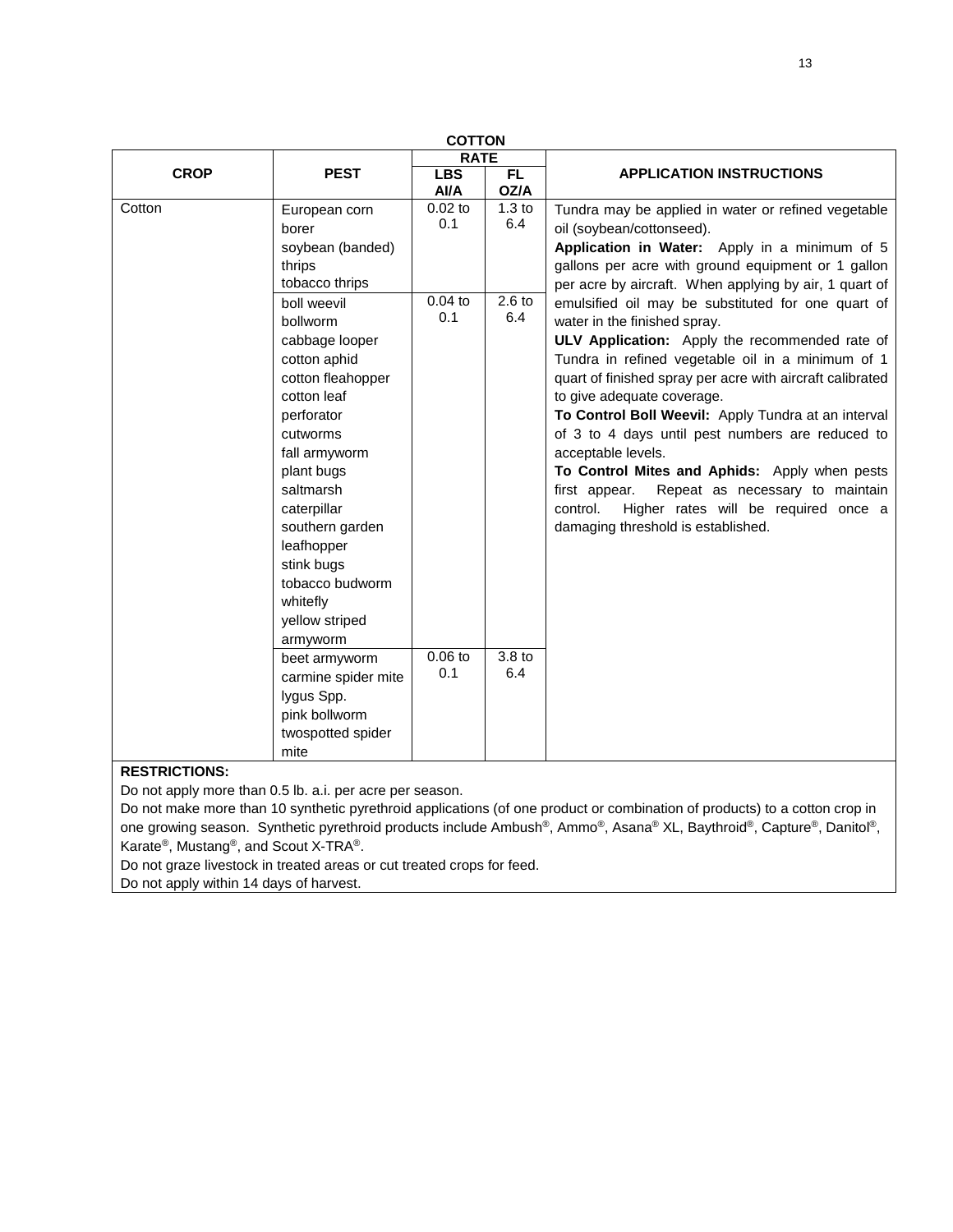**COTTON**

| CROP | PEST | RATE | | APPLICATION INSTRUCTIONS |
|---|---|---|---|---|
| | | LBS AI/A | FL OZ/A | |
| Cotton | European corn borer<br>soybean (banded) thrips<br>tobacco thrips | 0.02 to 0.1 | 1.3 to 6.4 | Tundra may be applied in water or refined vegetable oil (soybean/cottonseed).<br>**Application in Water:** Apply in a minimum of 5 gallons per acre with ground equipment or 1 gallon per acre by aircraft. When applying by air, 1 quart of emulsified oil may be substituted for one quart of water in the finished spray.<br>**ULV Application:** Apply the recommended rate of Tundra in refined vegetable oil in a minimum of 1 quart of finished spray per acre with aircraft calibrated to give adequate coverage.<br>**To Control Boll Weevil:** Apply Tundra at an interval of 3 to 4 days until pest numbers are reduced to acceptable levels.<br>**To Control Mites and Aphids:** Apply when pests first appear. Repeat as necessary to maintain control. Higher rates will be required once a damaging threshold is established. |
| | boll weevil<br>bollworm<br>cabbage looper<br>cotton aphid<br>cotton fleahopper<br>cotton leaf perforator<br>cutworms<br>fall armyworm<br>plant bugs<br>saltmarsh caterpillar<br>southern garden leafhopper<br>stink bugs<br>tobacco budworm<br>whitefly<br>yellow striped armyworm | 0.04 to 0.1 | 2.6 to 6.4 | |
| | beet armyworm<br>carmine spider mite<br>lygus Spp.<br>pink bollworm<br>twospotted spider mite | 0.06 to 0.1 | 3.8 to 6.4 | |

**RESTRICTIONS:**

Do not apply more than 0.5 lb. a.i. per acre per season.

Do not make more than 10 synthetic pyrethroid applications (of one product or combination of products) to a cotton crop in one growing season. Synthetic pyrethroid products include Ambush®, Ammo®, Asana® XL, Baythroid®, Capture®, Danitol®, Karate®, Mustang®, and Scout X-TRA®.

Do not graze livestock in treated areas or cut treated crops for feed.

Do not apply within 14 days of harvest.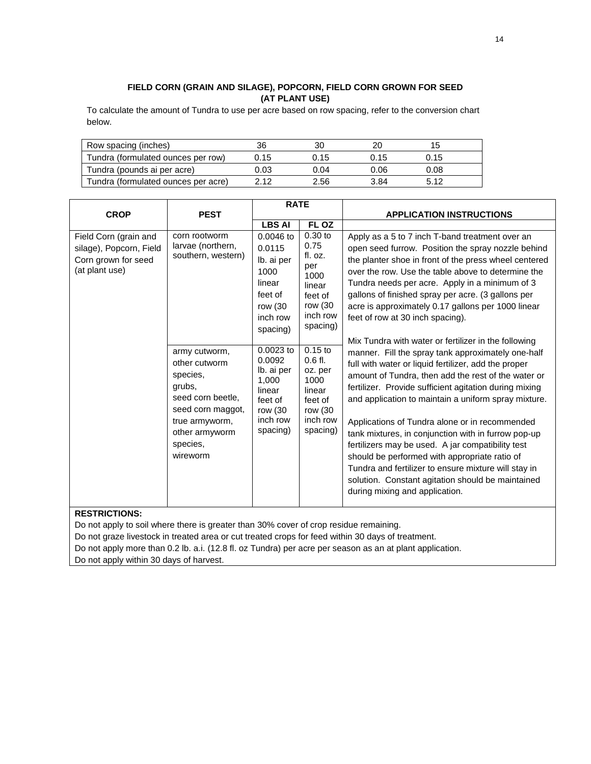## FIELD CORN (GRAIN AND SILAGE), POPCORN, FIELD CORN GROWN FOR SEED (AT PLANT USE)

To calculate the amount of Tundra to use per acre based on row spacing, refer to the conversion chart below.

| Row spacing (inches) | 36 | 30 | 20 | 15 |
|---|---|---|---|---|
| Tundra (formulated ounces per row) | 0.15 | 0.15 | 0.15 | 0.15 |
| Tundra (pounds ai per acre) | 0.03 | 0.04 | 0.06 | 0.08 |
| Tundra (formulated ounces per acre) | 2.12 | 2.56 | 3.84 | 5.12 |

| CROP | PEST | RATE | | APPLICATION INSTRUCTIONS |
|---|---|---|---|---|
| | | LBS AI | FL OZ | |
| Field Corn (grain and silage), Popcorn, Field Corn grown for seed (at plant use) | corn rootworm larvae (northern, southern, western) | 0.0046 to 0.0115 lb. ai per 1000 linear feet of row (30 inch row spacing) | 0.30 to 0.75 fl. oz. per 1000 linear feet of row (30 inch row spacing) | Apply as a 5 to 7 inch T-band treatment over an open seed furrow. Position the spray nozzle behind the planter shoe in front of the press wheel centered over the row. Use the table above to determine the Tundra needs per acre. Apply in a minimum of 3 gallons of finished spray per acre. (3 gallons per acre is approximately 0.17 gallons per 1000 linear feet of row at 30 inch spacing).<br><br>Mix Tundra with water or fertilizer in the following manner. Fill the spray tank approximately one-half full with water or liquid fertilizer, add the proper amount of Tundra, then add the rest of the water or fertilizer. Provide sufficient agitation during mixing and application to maintain a uniform spray mixture.<br><br>Applications of Tundra alone or in recommended tank mixtures, in conjunction with in furrow pop-up fertilizers may be used. A jar compatibility test should be performed with appropriate ratio of Tundra and fertilizer to ensure mixture will stay in solution. Constant agitation should be maintained during mixing and application. |
| | army cutworm, other cutworm species, grubs, seed corn beetle, seed corn maggot, true armyworm, other armyworm species, wireworm | 0.0023 to 0.0092 lb. ai per 1,000 linear feet of row (30 inch row spacing) | 0.15 to 0.6 fl. oz. per 1000 linear feet of row (30 inch row spacing) | |

**RESTRICTIONS:**

Do not apply to soil where there is greater than 30% cover of crop residue remaining.
Do not graze livestock in treated area or cut treated crops for feed within 30 days of treatment.
Do not apply more than 0.2 lb. a.i. (12.8 fl. oz Tundra) per acre per season as an at plant application.
Do not apply within 30 days of harvest.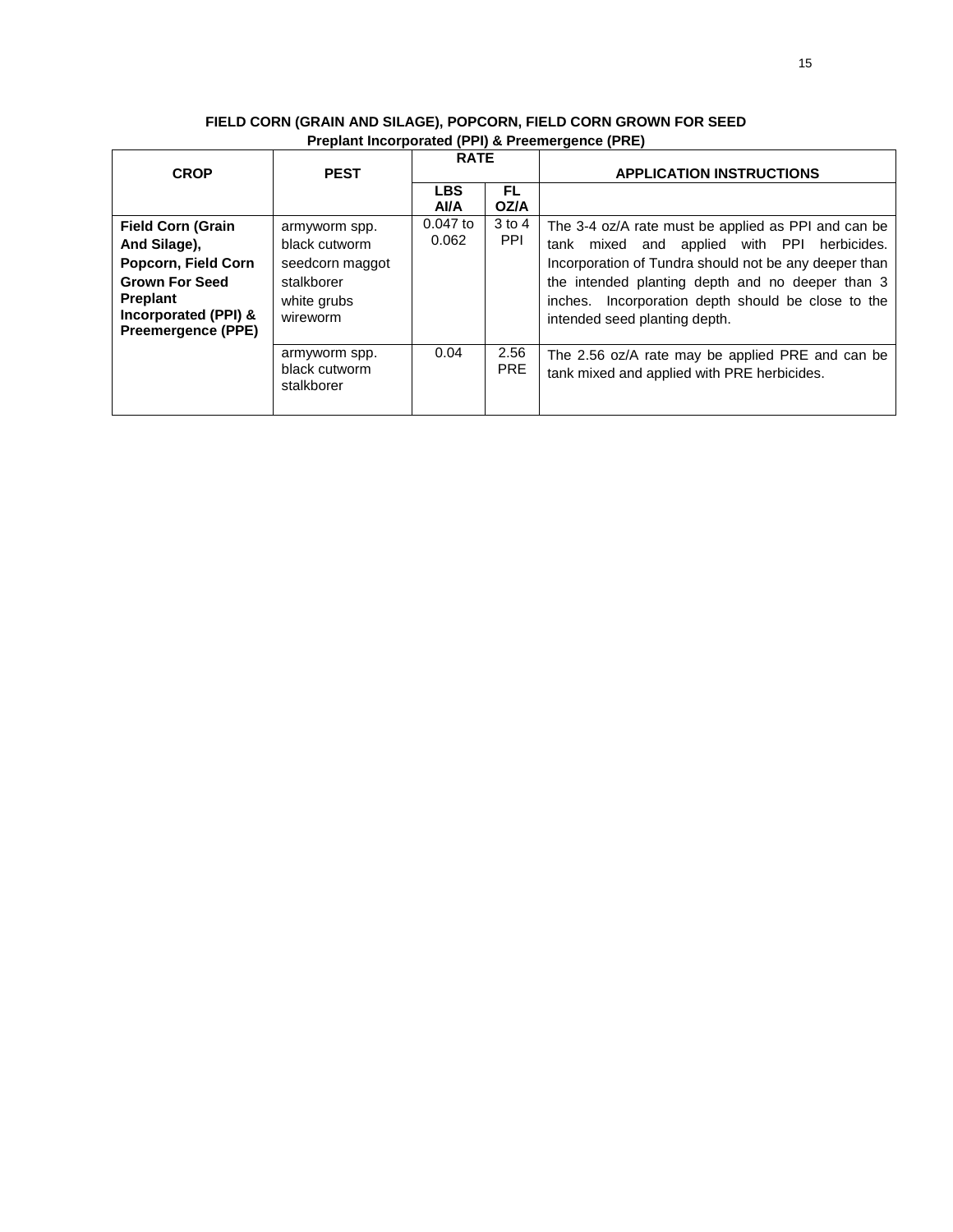**FIELD CORN (GRAIN AND SILAGE), POPCORN, FIELD CORN GROWN FOR SEED**
**Preplant Incorporated (PPI) & Preemergence (PRE)**

| CROP | PEST | RATE | | APPLICATION INSTRUCTIONS |
|---|---|---|---|---|
| | | LBS AI/A | FL OZ/A | |
| **Field Corn (Grain And Silage), Popcorn, Field Corn Grown For Seed Preplant Incorporated (PPI) & Preemergence (PPE)** | armyworm spp.<br>black cutworm<br>seedcorn maggot<br>stalkborer<br>white grubs<br>wireworm | 0.047 to 0.062 | 3 to 4 PPI | The 3-4 oz/A rate must be applied as PPI and can be tank mixed and applied with PPI herbicides. Incorporation of Tundra should not be any deeper than the intended planting depth and no deeper than 3 inches. Incorporation depth should be close to the intended seed planting depth. |
| | armyworm spp.<br>black cutworm<br>stalkborer | 0.04 | 2.56 PRE | The 2.56 oz/A rate may be applied PRE and can be tank mixed and applied with PRE herbicides. |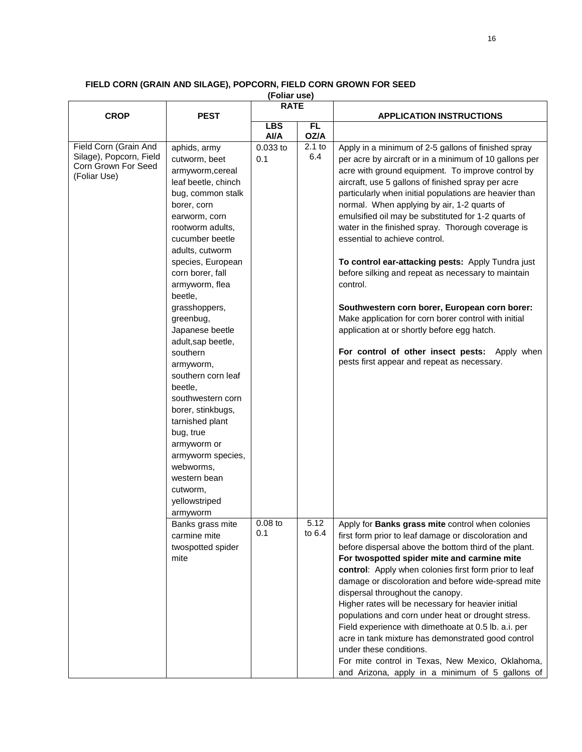## FIELD CORN (GRAIN AND SILAGE), POPCORN, FIELD CORN GROWN FOR SEED

**(Foliar use)**

| CROP | PEST | RATE | | APPLICATION INSTRUCTIONS |
|---|---|---|---|---|
| | | LBS AI/A | FL OZ/A | |
| Field Corn (Grain And Silage), Popcorn, Field Corn Grown For Seed (Foliar Use) | aphids, army cutworm, beet armyworm,cereal leaf beetle, chinch bug, common stalk borer, corn earworm, corn rootworm adults, cucumber beetle adults, cutworm species, European corn borer, fall armyworm, flea beetle, grasshoppers, greenbug, Japanese beetle adult,sap beetle, southern armyworm, southern corn leaf beetle, southwestern corn borer, stinkbugs, tarnished plant bug, true armyworm or armyworm species, webworms, western bean cutworm, yellowstriped armyworm | 0.033 to 0.1 | 2.1 to 6.4 | Apply in a minimum of 2-5 gallons of finished spray per acre by aircraft or in a minimum of 10 gallons per acre with ground equipment. To improve control by aircraft, use 5 gallons of finished spray per acre particularly when initial populations are heavier than normal. When applying by air, 1-2 quarts of emulsified oil may be substituted for 1-2 quarts of water in the finished spray. Thorough coverage is essential to achieve control.<br><br>**To control ear-attacking pests:** Apply Tundra just before silking and repeat as necessary to maintain control.<br><br>**Southwestern corn borer, European corn borer:** Make application for corn borer control with initial application at or shortly before egg hatch.<br><br>**For control of other insect pests:** Apply when pests first appear and repeat as necessary. |
| | Banks grass mite carmine mite twospotted spider mite | 0.08 to 0.1 | 5.12 to 6.4 | Apply for **Banks grass mite** control when colonies first form prior to leaf damage or discoloration and before dispersal above the bottom third of the plant.<br>**For twospotted spider mite and carmine mite control**: Apply when colonies first form prior to leaf damage or discoloration and before wide-spread mite dispersal throughout the canopy.<br>Higher rates will be necessary for heavier initial populations and corn under heat or drought stress. Field experience with dimethoate at 0.5 lb. a.i. per acre in tank mixture has demonstrated good control under these conditions.<br>For mite control in Texas, New Mexico, Oklahoma, and Arizona, apply in a minimum of 5 gallons of |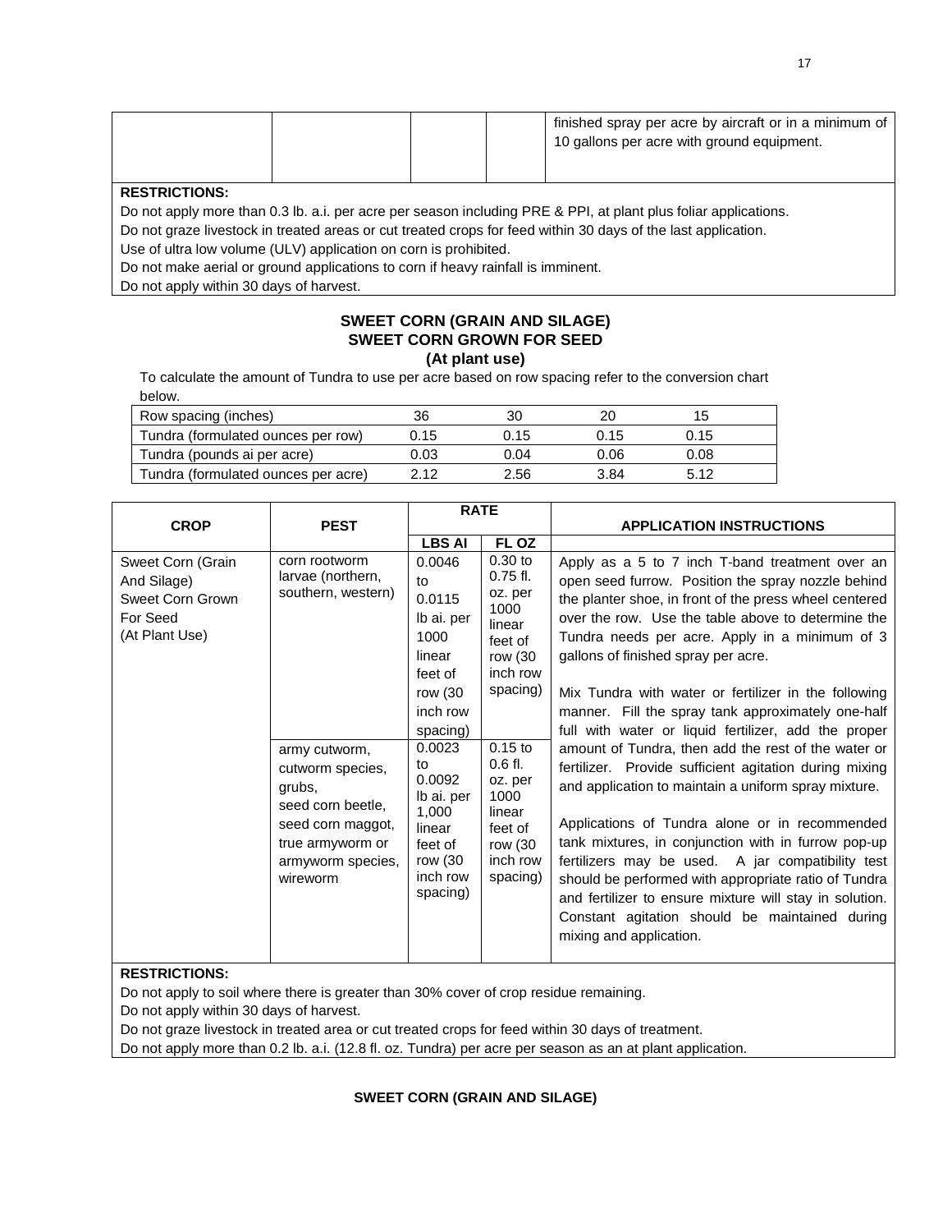| | | | | finished spray per acre by aircraft or in a minimum of 10 gallons per acre with ground equipment. |
|---|---|---|---|---|

**RESTRICTIONS:**

Do not apply more than 0.3 lb. a.i. per acre per season including PRE & PPI, at plant plus foliar applications.

Do not graze livestock in treated areas or cut treated crops for feed within 30 days of the last application.

Use of ultra low volume (ULV) application on corn is prohibited.

Do not make aerial or ground applications to corn if heavy rainfall is imminent.

Do not apply within 30 days of harvest.

### SWEET CORN (GRAIN AND SILAGE)
### SWEET CORN GROWN FOR SEED
### (At plant use)

To calculate the amount of Tundra to use per acre based on row spacing refer to the conversion chart below.

| Row spacing (inches) | 36 | 30 | 20 | 15 |
|---|---|---|---|---|
| Tundra (formulated ounces per row) | 0.15 | 0.15 | 0.15 | 0.15 |
| Tundra (pounds ai per acre) | 0.03 | 0.04 | 0.06 | 0.08 |
| Tundra (formulated ounces per acre) | 2.12 | 2.56 | 3.84 | 5.12 |

| CROP | PEST | RATE | | APPLICATION INSTRUCTIONS |
|---|---|---|---|---|
| | | LBS AI | FL OZ | |
| Sweet Corn (Grain And Silage) Sweet Corn Grown For Seed (At Plant Use) | corn rootworm larvae (northern, southern, western) | 0.0046 to 0.0115 lb ai. per 1000 linear feet of row (30 inch row spacing) | 0.30 to 0.75 fl. oz. per 1000 linear feet of row (30 inch row spacing) | Apply as a 5 to 7 inch T-band treatment over an open seed furrow. Position the spray nozzle behind the planter shoe, in front of the press wheel centered over the row. Use the table above to determine the Tundra needs per acre. Apply in a minimum of 3 gallons of finished spray per acre.<br><br>Mix Tundra with water or fertilizer in the following manner. Fill the spray tank approximately one-half full with water or liquid fertilizer, add the proper amount of Tundra, then add the rest of the water or fertilizer. Provide sufficient agitation during mixing and application to maintain a uniform spray mixture.<br><br>Applications of Tundra alone or in recommended tank mixtures, in conjunction with in furrow pop-up fertilizers may be used. A jar compatibility test should be performed with appropriate ratio of Tundra and fertilizer to ensure mixture will stay in solution. Constant agitation should be maintained during mixing and application. |
| | army cutworm, cutworm species, grubs, seed corn beetle, seed corn maggot, true armyworm or armyworm species, wireworm | 0.0023 to 0.0092 lb ai. per 1,000 linear feet of row (30 inch row spacing) | 0.15 to 0.6 fl. oz. per 1000 linear feet of row (30 inch row spacing) | |

**RESTRICTIONS:**

Do not apply to soil where there is greater than 30% cover of crop residue remaining.

Do not apply within 30 days of harvest.

Do not graze livestock in treated area or cut treated crops for feed within 30 days of treatment.

Do not apply more than 0.2 lb. a.i. (12.8 fl. oz. Tundra) per acre per season as an at plant application.

### SWEET CORN (GRAIN AND SILAGE)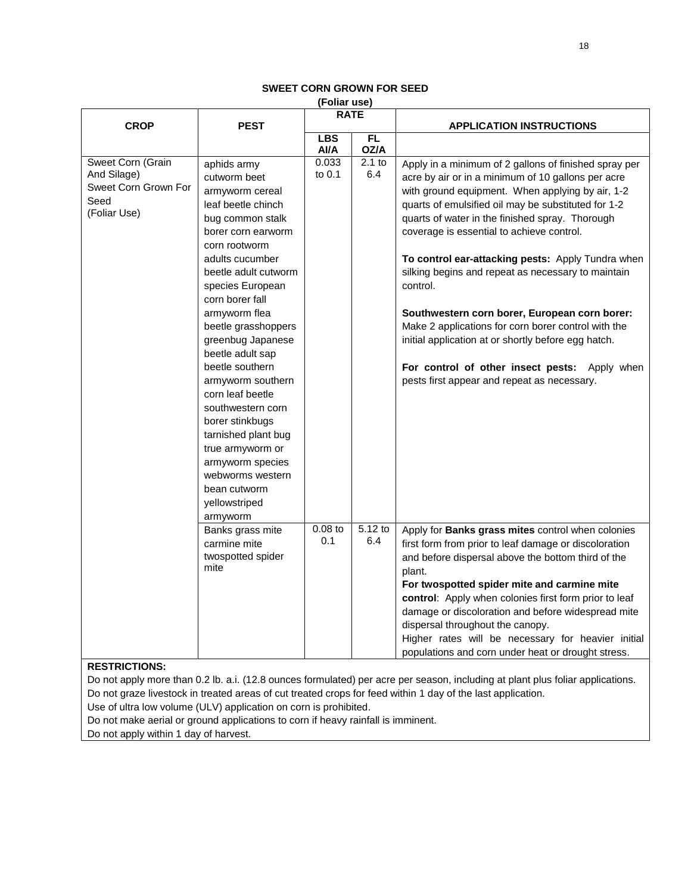## SWEET CORN GROWN FOR SEED

**(Foliar use)**

| CROP | PEST | RATE | | APPLICATION INSTRUCTIONS |
|---|---|---|---|---|
| | | LBS AI/A | FL OZ/A | |
| Sweet Corn (Grain And Silage) Sweet Corn Grown For Seed (Foliar Use) | aphids army cutworm beet armyworm cereal leaf beetle chinch bug common stalk borer corn earworm corn rootworm adults cucumber beetle adult cutworm species European corn borer fall armyworm flea beetle grasshoppers greenbug Japanese beetle adult sap beetle southern armyworm southern corn leaf beetle southwestern corn borer stinkbugs tarnished plant bug true armyworm or armyworm species webworms western bean cutworm yellowstriped armyworm | 0.033 to 0.1 | 2.1 to 6.4 | Apply in a minimum of 2 gallons of finished spray per acre by air or in a minimum of 10 gallons per acre with ground equipment. When applying by air, 1-2 quarts of emulsified oil may be substituted for 1-2 quarts of water in the finished spray. Thorough coverage is essential to achieve control.<br><br>**To control ear-attacking pests:** Apply Tundra when silking begins and repeat as necessary to maintain control.<br><br>**Southwestern corn borer, European corn borer:** Make 2 applications for corn borer control with the initial application at or shortly before egg hatch.<br><br>**For control of other insect pests:** Apply when pests first appear and repeat as necessary. |
| | Banks grass mite carmine mite twospotted spider mite | 0.08 to 0.1 | 5.12 to 6.4 | Apply for **Banks grass mites** control when colonies first form from prior to leaf damage or discoloration and before dispersal above the bottom third of the plant.<br>**For twospotted spider mite and carmine mite control**: Apply when colonies first form prior to leaf damage or discoloration and before widespread mite dispersal throughout the canopy.<br>Higher rates will be necessary for heavier initial populations and corn under heat or drought stress. |

**RESTRICTIONS:**

Do not apply more than 0.2 lb. a.i. (12.8 ounces formulated) per acre per season, including at plant plus foliar applications.
Do not graze livestock in treated areas of cut treated crops for feed within 1 day of the last application.
Use of ultra low volume (ULV) application on corn is prohibited.
Do not make aerial or ground applications to corn if heavy rainfall is imminent.
Do not apply within 1 day of harvest.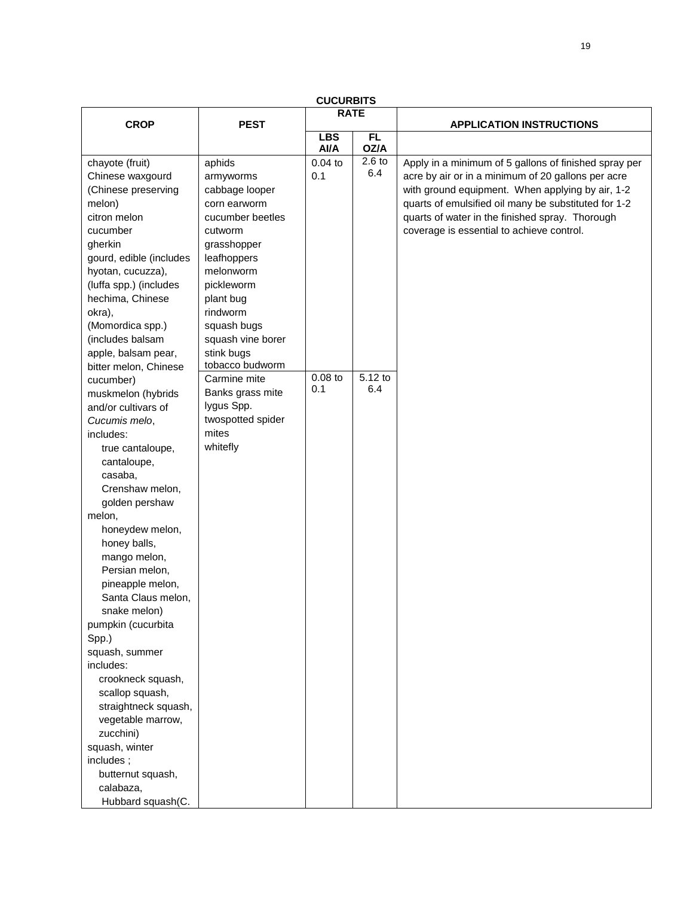**CUCURBITS**

| CROP | PEST | RATE | | APPLICATION INSTRUCTIONS |
|---|---|---|---|---|
| | | LBS AI/A | FL OZ/A | |
| chayote (fruit)<br>Chinese waxgourd (Chinese preserving melon)<br>citron melon<br>cucumber<br>gherkin<br>gourd, edible (includes hyotan, cucuzza), (luffa spp.) (includes hechima, Chinese okra),<br>(Momordica spp.) (includes balsam apple, balsam pear, bitter melon, Chinese cucumber)<br>muskmelon (hybrids and/or cultivars of *Cucumis melo*, includes:<br>true cantaloupe,<br>cantaloupe,<br>casaba,<br>Crenshaw melon,<br>golden pershaw melon,<br>honeydew melon,<br>honey balls,<br>mango melon,<br>Persian melon,<br>pineapple melon,<br>Santa Claus melon,<br>snake melon)<br>pumpkin (cucurbita Spp.)<br>squash, summer includes:<br>crookneck squash,<br>scallop squash,<br>straightneck squash,<br>vegetable marrow,<br>zucchini)<br>squash, winter includes ;<br>butternut squash,<br>calabaza,<br>Hubbard squash(C. | aphids<br>armyworms<br>cabbage looper<br>corn earworm<br>cucumber beetles<br>cutworm<br>grasshopper<br>leafhoppers<br>melonworm<br>pickleworm<br>plant bug<br>rindworm<br>squash bugs<br>squash vine borer<br>stink bugs<br>tobacco budworm | 0.04 to 0.1 | 2.6 to 6.4 | Apply in a minimum of 5 gallons of finished spray per acre by air or in a minimum of 20 gallons per acre with ground equipment. When applying by air, 1-2 quarts of emulsified oil many be substituted for 1-2 quarts of water in the finished spray. Thorough coverage is essential to achieve control. |
| | Carmine mite<br>Banks grass mite<br>lygus Spp.<br>twospotted spider mites<br>whitefly | 0.08 to 0.1 | 5.12 to 6.4 | |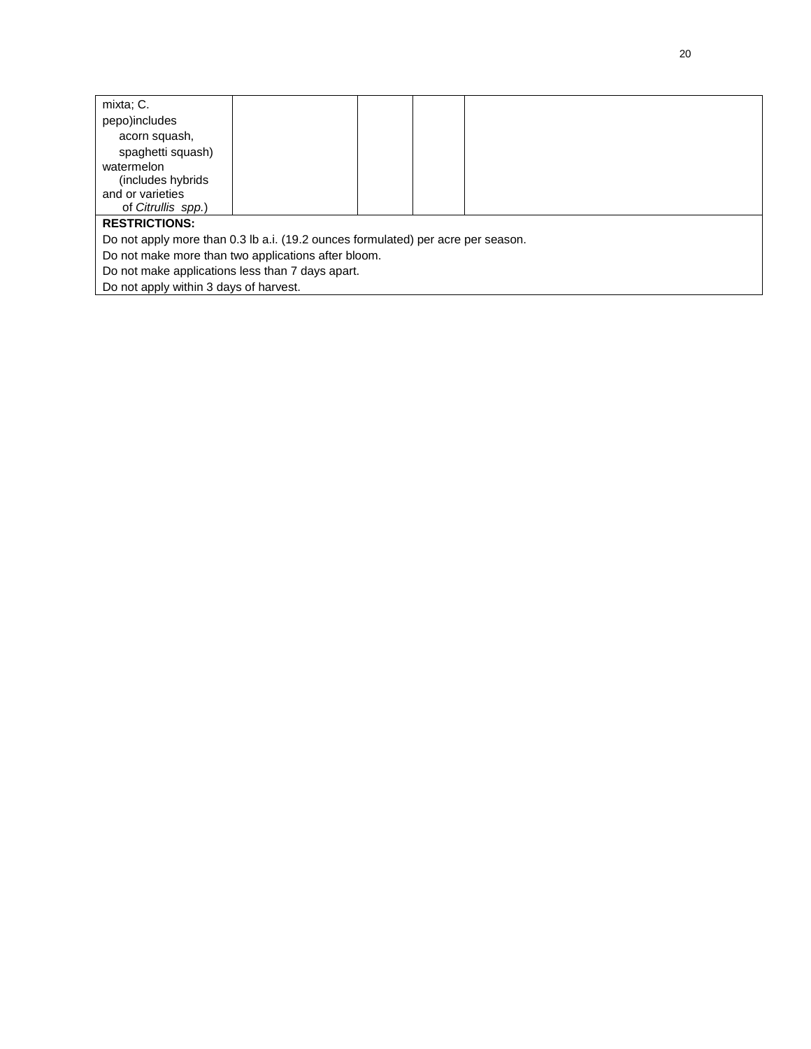| | | | | |
|---|---|---|---|---|
| mixta; C. pepo)includes acorn squash, spaghetti squash) watermelon (includes hybrids and or varieties of *Citrullis spp.*) | | | | |
| **RESTRICTIONS:**<br>Do not apply more than 0.3 lb a.i. (19.2 ounces formulated) per acre per season.<br>Do not make more than two applications after bloom.<br>Do not make applications less than 7 days apart.<br>Do not apply within 3 days of harvest. | | | | |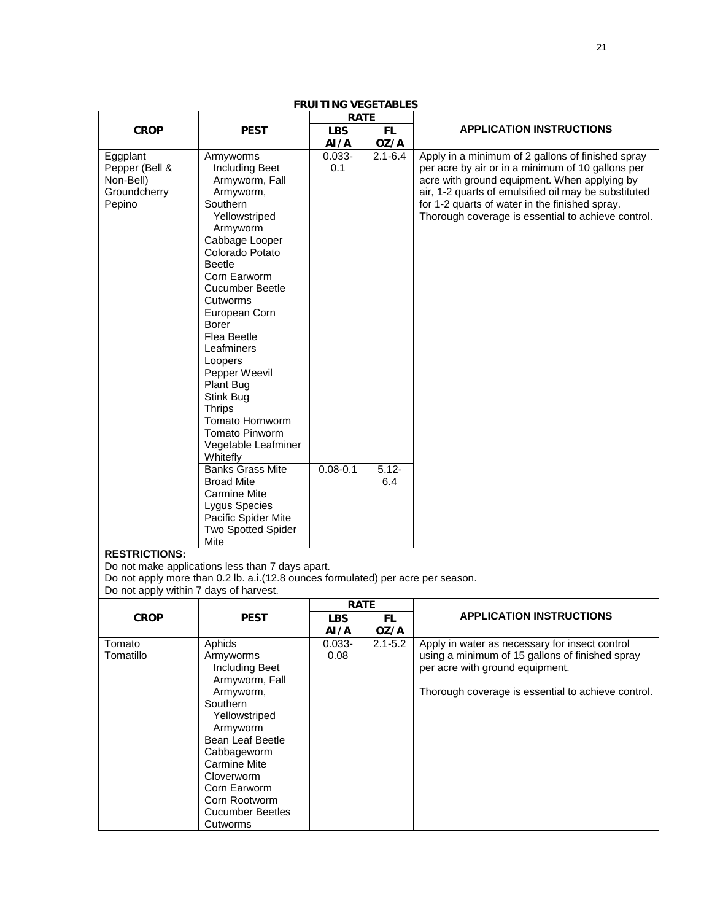**FRUITING VEGETABLES**

| CROP | PEST | RATE | | APPLICATION INSTRUCTIONS |
|---|---|---|---|---|
| | | LBS AI/A | FL OZ/A | |
| Eggplant<br>Pepper (Bell & Non-Bell)<br>Groundcherry<br>Pepino | Armyworms Including Beet Armyworm, Fall Armyworm, Southern Yellowstriped Armyworm<br>Cabbage Looper<br>Colorado Potato Beetle<br>Corn Earworm<br>Cucumber Beetle<br>Cutworms<br>European Corn Borer<br>Flea Beetle<br>Leafminers<br>Loopers<br>Pepper Weevil<br>Plant Bug<br>Stink Bug<br>Thrips<br>Tomato Hornworm<br>Tomato Pinworm<br>Vegetable Leafminer<br>Whitefly | 0.033-0.1 | 2.1-6.4 | Apply in a minimum of 2 gallons of finished spray per acre by air or in a minimum of 10 gallons per acre with ground equipment. When applying by air, 1-2 quarts of emulsified oil may be substituted for 1-2 quarts of water in the finished spray. Thorough coverage is essential to achieve control. |
| | Banks Grass Mite<br>Broad Mite<br>Carmine Mite<br>Lygus Species<br>Pacific Spider Mite<br>Two Spotted Spider Mite | 0.08-0.1 | 5.12-6.4 | |

**RESTRICTIONS:**

Do not make applications less than 7 days apart.
Do not apply more than 0.2 lb. a.i.(12.8 ounces formulated) per acre per season.
Do not apply within 7 days of harvest.

| CROP | PEST | RATE | | APPLICATION INSTRUCTIONS |
|---|---|---|---|---|
| | | LBS AI/A | FL OZ/A | |
| Tomato<br>Tomatillo | Aphids<br>Armyworms Including Beet Armyworm, Fall Armyworm, Southern Yellowstriped Armyworm<br>Bean Leaf Beetle<br>Cabbageworm<br>Carmine Mite<br>Cloverworm<br>Corn Earworm<br>Corn Rootworm<br>Cucumber Beetles<br>Cutworms | 0.033-0.08 | 2.1-5.2 | Apply in water as necessary for insect control using a minimum of 15 gallons of finished spray per acre with ground equipment.<br><br>Thorough coverage is essential to achieve control. |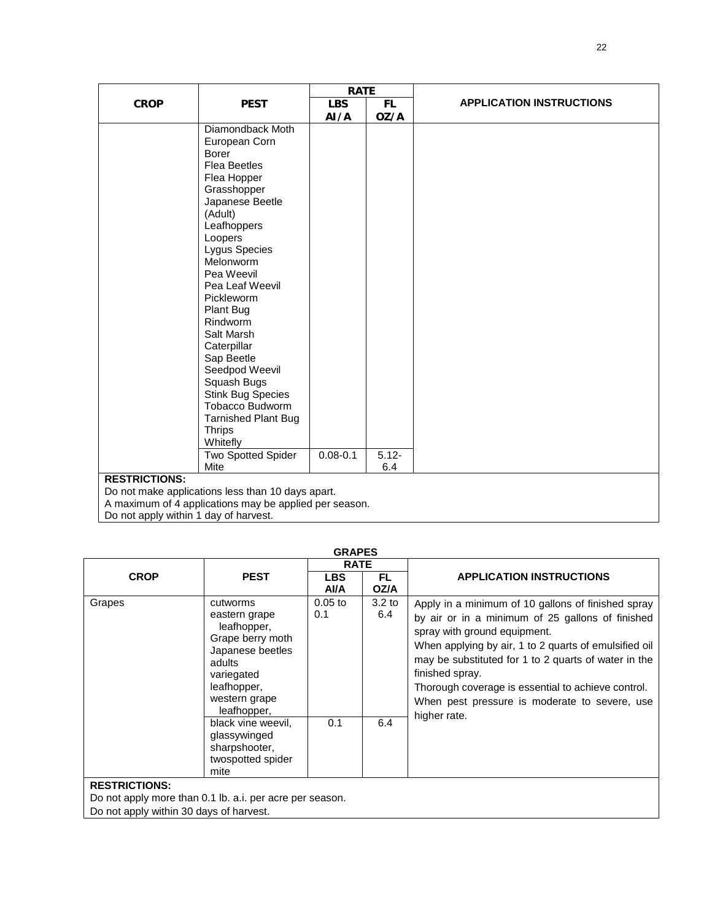| CROP | PEST | RATE | | APPLICATION INSTRUCTIONS |
|---|---|---|---|---|
| | | LBS AI/A | FL OZ/A | |
| | Diamondback Moth<br>European Corn Borer<br>Flea Beetles<br>Flea Hopper<br>Grasshopper<br>Japanese Beetle (Adult)<br>Leafhoppers<br>Loopers<br>Lygus Species<br>Melonworm<br>Pea Weevil<br>Pea Leaf Weevil<br>Pickleworm<br>Plant Bug<br>Rindworm<br>Salt Marsh Caterpillar<br>Sap Beetle<br>Seedpod Weevil<br>Squash Bugs<br>Stink Bug Species<br>Tobacco Budworm<br>Tarnished Plant Bug<br>Thrips<br>Whitefly | | | |
| | Two Spotted Spider Mite | 0.08-0.1 | 5.12-6.4 | |

**RESTRICTIONS:**
Do not make applications less than 10 days apart.
A maximum of 4 applications may be applied per season.
Do not apply within 1 day of harvest.

**GRAPES**

| CROP | PEST | RATE | | APPLICATION INSTRUCTIONS |
|---|---|---|---|---|
| | | LBS AI/A | FL OZ/A | |
| Grapes | cutworms<br>eastern grape leafhopper,<br>Grape berry moth<br>Japanese beetles adults<br>variegated leafhopper,<br>western grape leafhopper, | 0.05 to 0.1 | 3.2 to 6.4 | Apply in a minimum of 10 gallons of finished spray by air or in a minimum of 25 gallons of finished spray with ground equipment.<br>When applying by air, 1 to 2 quarts of emulsified oil may be substituted for 1 to 2 quarts of water in the finished spray.<br>Thorough coverage is essential to achieve control.<br>When pest pressure is moderate to severe, use higher rate. |
| | black vine weevil,<br>glassywinged sharpshooter,<br>twospotted spider mite | 0.1 | 6.4 | |

**RESTRICTIONS:**
Do not apply more than 0.1 lb. a.i. per acre per season.
Do not apply within 30 days of harvest.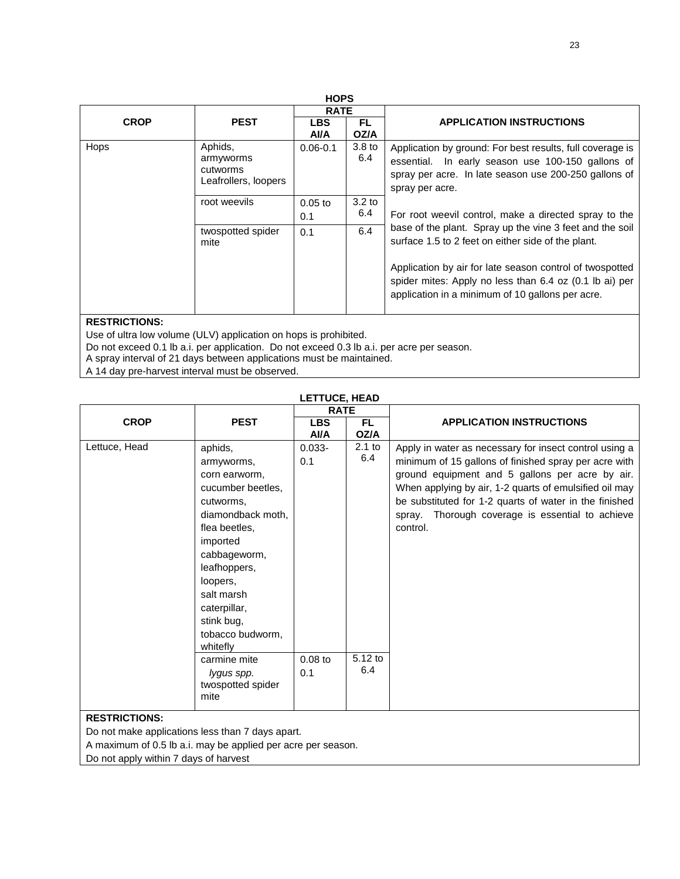**HOPS**

| CROP | PEST | RATE | | APPLICATION INSTRUCTIONS |
|---|---|---|---|---|
| | | LBS AI/A | FL OZ/A | |
| Hops | Aphids, armyworms cutworms Leafrollers, loopers | 0.06-0.1 | 3.8 to 6.4 | Application by ground: For best results, full coverage is essential. In early season use 100-150 gallons of spray per acre. In late season use 200-250 gallons of spray per acre. |
| | root weevils | 0.05 to 0.1 | 3.2 to 6.4 | For root weevil control, make a directed spray to the base of the plant. Spray up the vine 3 feet and the soil surface 1.5 to 2 feet on either side of the plant. |
| | twospotted spider mite | 0.1 | 6.4 | Application by air for late season control of twospotted spider mites: Apply no less than 6.4 oz (0.1 lb ai) per application in a minimum of 10 gallons per acre. |

**RESTRICTIONS:**

Use of ultra low volume (ULV) application on hops is prohibited.
Do not exceed 0.1 lb a.i. per application. Do not exceed 0.3 lb a.i. per acre per season.
A spray interval of 21 days between applications must be maintained.
A 14 day pre-harvest interval must be observed.

**LETTUCE, HEAD**

| CROP | PEST | RATE | | APPLICATION INSTRUCTIONS |
|---|---|---|---|---|
| | | LBS AI/A | FL OZ/A | |
| Lettuce, Head | aphids, armyworms, corn earworm, cucumber beetles, cutworms, diamondback moth, flea beetles, imported cabbageworm, leafhoppers, loopers, salt marsh caterpillar, stink bug, tobacco budworm, whitefly | 0.033-0.1 | 2.1 to 6.4 | Apply in water as necessary for insect control using a minimum of 15 gallons of finished spray per acre with ground equipment and 5 gallons per acre by air. When applying by air, 1-2 quarts of emulsified oil may be substituted for 1-2 quarts of water in the finished spray. Thorough coverage is essential to achieve control. |
| | carmine mite *lygus spp.* twospotted spider mite | 0.08 to 0.1 | 5.12 to 6.4 | |

**RESTRICTIONS:**

Do not make applications less than 7 days apart.
A maximum of 0.5 lb a.i. may be applied per acre per season.
Do not apply within 7 days of harvest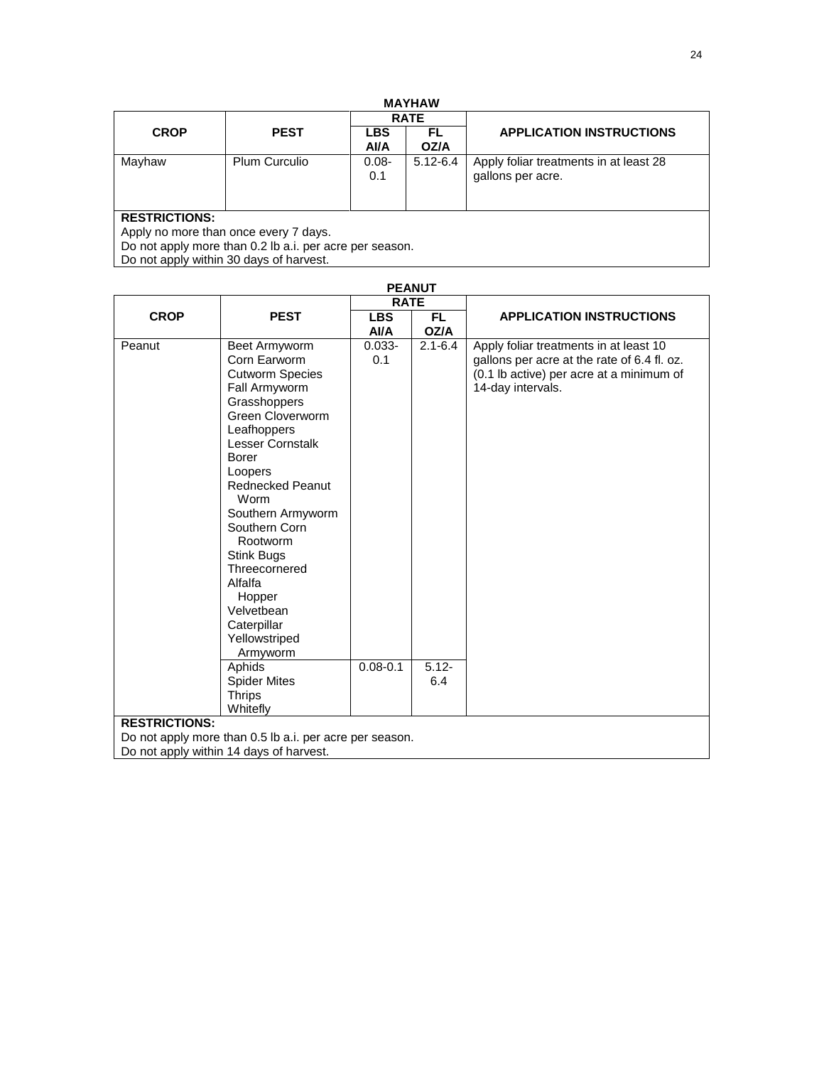**MAYHAW**

| CROP | PEST | RATE | | APPLICATION INSTRUCTIONS |
|---|---|---|---|---|
| | | LBS AI/A | FL OZ/A | |
| Mayhaw | Plum Curculio | 0.08-0.1 | 5.12-6.4 | Apply foliar treatments in at least 28 gallons per acre. |

**RESTRICTIONS:**
Apply no more than once every 7 days.
Do not apply more than 0.2 lb a.i. per acre per season.
Do not apply within 30 days of harvest.

**PEANUT**

| CROP | PEST | RATE | | APPLICATION INSTRUCTIONS |
|---|---|---|---|---|
| | | LBS AI/A | FL OZ/A | |
| Peanut | Beet Armyworm<br>Corn Earworm<br>Cutworm Species<br>Fall Armyworm<br>Grasshoppers<br>Green Cloverworm<br>Leafhoppers<br>Lesser Cornstalk Borer<br>Loopers<br>Rednecked Peanut Worm<br>Southern Armyworm<br>Southern Corn Rootworm<br>Stink Bugs<br>Threecornered Alfalfa Hopper<br>Velvetbean Caterpillar<br>Yellowstriped Armyworm | 0.033-0.1 | 2.1-6.4 | Apply foliar treatments in at least 10 gallons per acre at the rate of 6.4 fl. oz. (0.1 lb active) per acre at a minimum of 14-day intervals. |
| | Aphids<br>Spider Mites<br>Thrips<br>Whitefly | 0.08-0.1 | 5.12-6.4 | |

**RESTRICTIONS:**
Do not apply more than 0.5 lb a.i. per acre per season.
Do not apply within 14 days of harvest.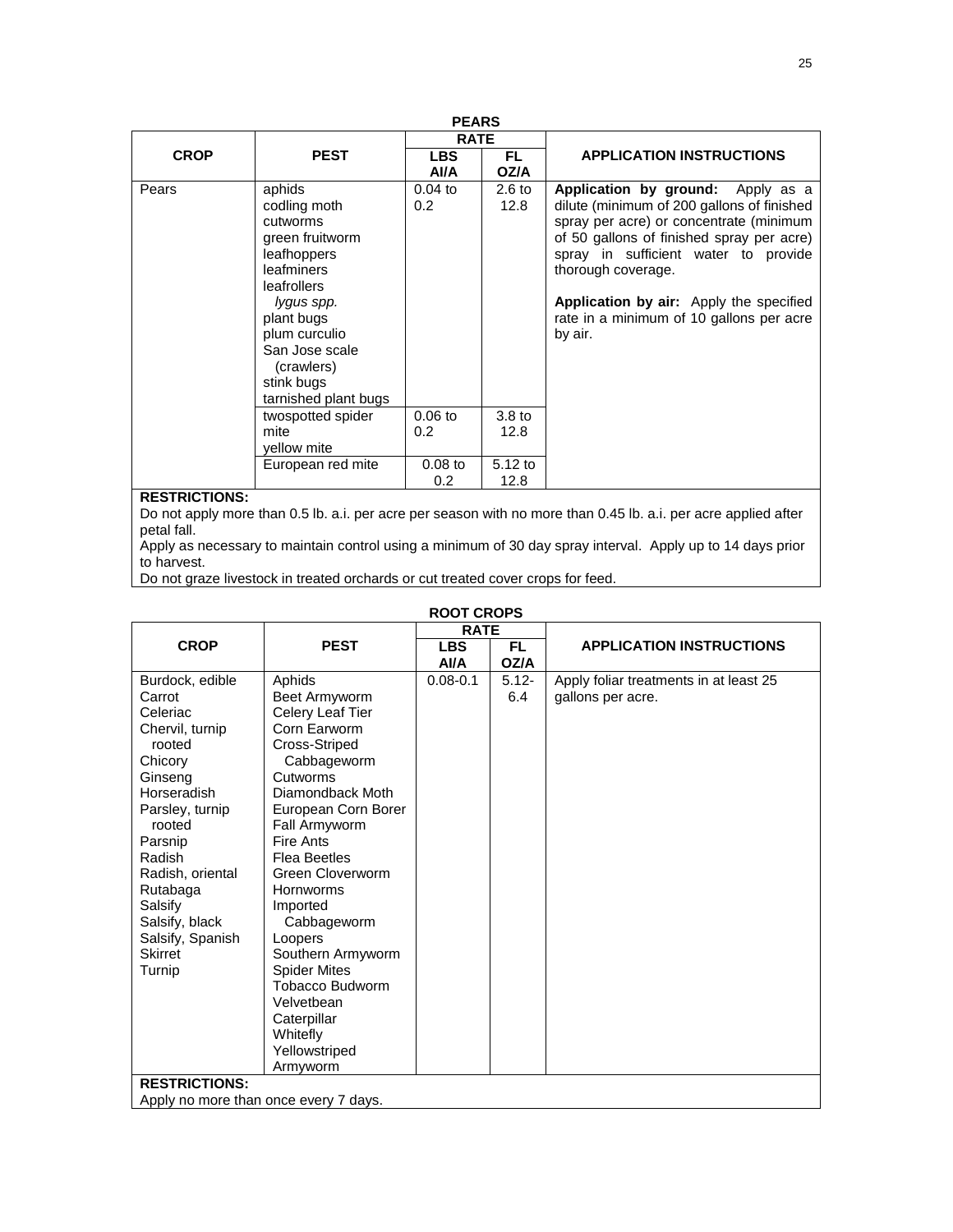**PEARS**

| CROP | PEST | RATE | | APPLICATION INSTRUCTIONS |
|---|---|---|---|---|
| | | LBS AI/A | FL OZ/A | |
| Pears | aphids<br>codling moth<br>cutworms<br>green fruitworm<br>leafhoppers<br>leafminers<br>leafrollers<br>*lygus spp.*<br>plant bugs<br>plum curculio<br>San Jose scale (crawlers)<br>stink bugs<br>tarnished plant bugs | 0.04 to 0.2 | 2.6 to 12.8 | **Application by ground:** Apply as a dilute (minimum of 200 gallons of finished spray per acre) or concentrate (minimum of 50 gallons of finished spray per acre) spray in sufficient water to provide thorough coverage.<br><br>**Application by air:** Apply the specified rate in a minimum of 10 gallons per acre by air. |
| | twospotted spider mite<br>yellow mite | 0.06 to 0.2 | 3.8 to 12.8 | |
| | European red mite | 0.08 to 0.2 | 5.12 to 12.8 | |

**RESTRICTIONS:**
Do not apply more than 0.5 lb. a.i. per acre per season with no more than 0.45 lb. a.i. per acre applied after petal fall.
Apply as necessary to maintain control using a minimum of 30 day spray interval. Apply up to 14 days prior to harvest.
Do not graze livestock in treated orchards or cut treated cover crops for feed.

**ROOT CROPS**

| CROP | PEST | RATE | | APPLICATION INSTRUCTIONS |
|---|---|---|---|---|
| | | LBS AI/A | FL OZ/A | |
| Burdock, edible<br>Carrot<br>Celeriac<br>Chervil, turnip rooted<br>Chicory<br>Ginseng<br>Horseradish<br>Parsley, turnip rooted<br>Parsnip<br>Radish<br>Radish, oriental<br>Rutabaga<br>Salsify<br>Salsify, black<br>Salsify, Spanish<br>Skirret<br>Turnip | Aphids<br>Beet Armyworm<br>Celery Leaf Tier<br>Corn Earworm<br>Cross-Striped Cabbageworm<br>Cutworms<br>Diamondback Moth<br>European Corn Borer<br>Fall Armyworm<br>Fire Ants<br>Flea Beetles<br>Green Cloverworm<br>Hornworms<br>Imported Cabbageworm<br>Loopers<br>Southern Armyworm<br>Spider Mites<br>Tobacco Budworm<br>Velvetbean Caterpillar<br>Whitefly<br>Yellowstriped Armyworm | 0.08-0.1 | 5.12-6.4 | Apply foliar treatments in at least 25 gallons per acre. |

**RESTRICTIONS:**
Apply no more than once every 7 days.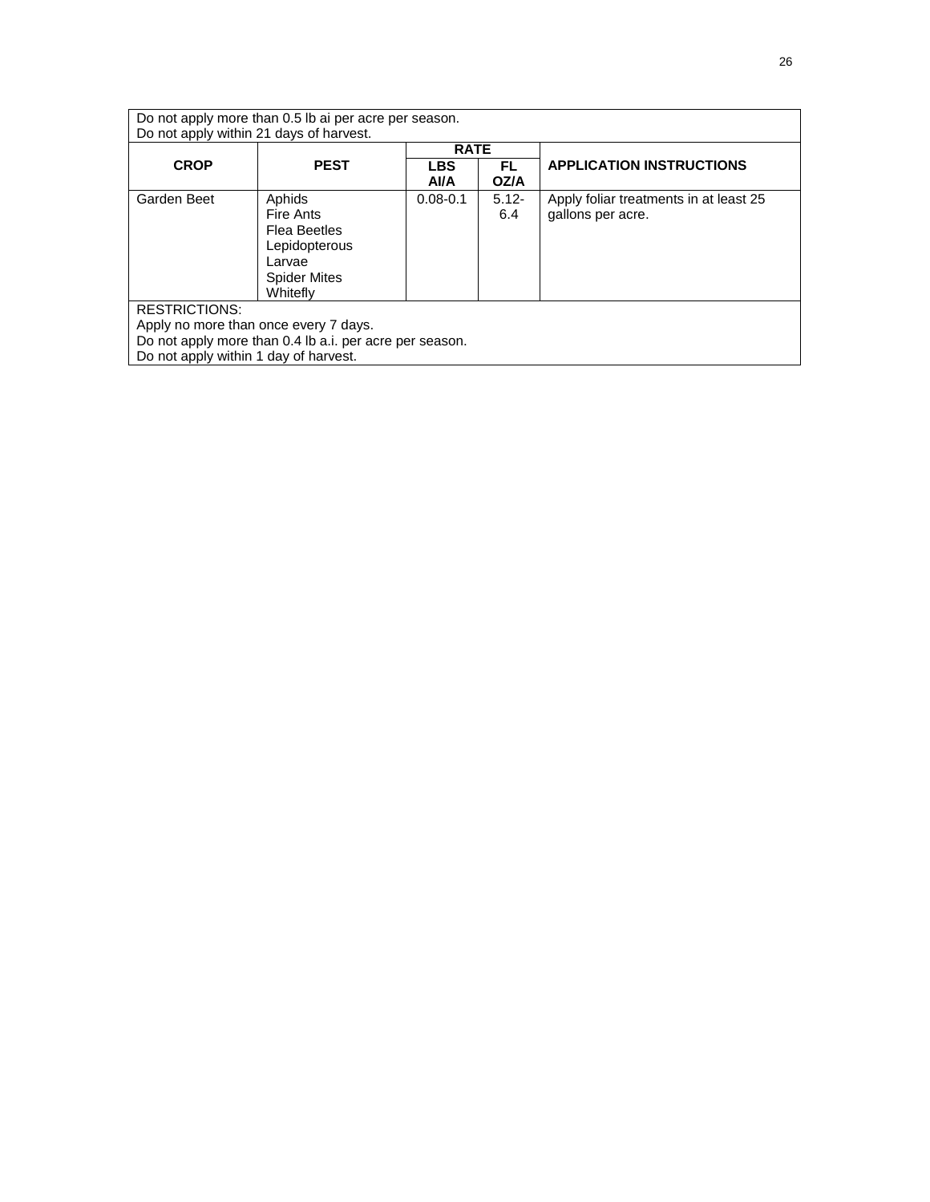Do not apply more than 0.5 lb ai per acre per season.
Do not apply within 21 days of harvest.

| CROP | PEST | RATE | | APPLICATION INSTRUCTIONS |
|---|---|---|---|---|
| | | LBS AI/A | FL OZ/A | |
| Garden Beet | Aphids<br>Fire Ants<br>Flea Beetles<br>Lepidopterous Larvae<br>Spider Mites<br>Whitefly | 0.08-0.1 | 5.12-6.4 | Apply foliar treatments in at least 25 gallons per acre. |

RESTRICTIONS:
Apply no more than once every 7 days.
Do not apply more than 0.4 lb a.i. per acre per season.
Do not apply within 1 day of harvest.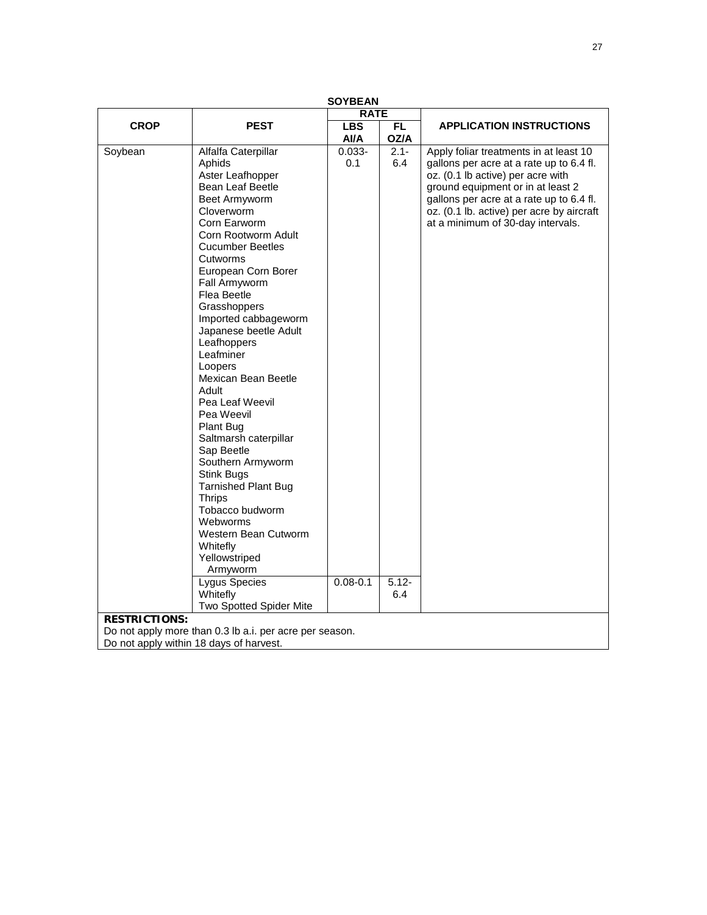**SOYBEAN**

| CROP | PEST | RATE | | APPLICATION INSTRUCTIONS |
|---|---|---|---|---|
| | | LBS AI/A | FL OZ/A | |
| Soybean | Alfalfa Caterpillar<br>Aphids<br>Aster Leafhopper<br>Bean Leaf Beetle<br>Beet Armyworm<br>Cloverworm<br>Corn Earworm<br>Corn Rootworm Adult<br>Cucumber Beetles<br>Cutworms<br>European Corn Borer<br>Fall Armyworm<br>Flea Beetle<br>Grasshoppers<br>Imported cabbageworm<br>Japanese beetle Adult<br>Leafhoppers<br>Leafminer<br>Loopers<br>Mexican Bean Beetle Adult<br>Pea Leaf Weevil<br>Pea Weevil<br>Plant Bug<br>Saltmarsh caterpillar<br>Sap Beetle<br>Southern Armyworm<br>Stink Bugs<br>Tarnished Plant Bug<br>Thrips<br>Tobacco budworm<br>Webworms<br>Western Bean Cutworm<br>Whitefly<br>Yellowstriped Armyworm | 0.033-0.1 | 2.1-6.4 | Apply foliar treatments in at least 10 gallons per acre at a rate up to 6.4 fl. oz. (0.1 lb active) per acre with ground equipment or in at least 2 gallons per acre at a rate up to 6.4 fl. oz. (0.1 lb. active) per acre by aircraft at a minimum of 30-day intervals. |
| | Lygus Species<br>Whitefly<br>Two Spotted Spider Mite | 0.08-0.1 | 5.12-6.4 | |

**RESTRICTIONS:**
Do not apply more than 0.3 lb a.i. per acre per season.
Do not apply within 18 days of harvest.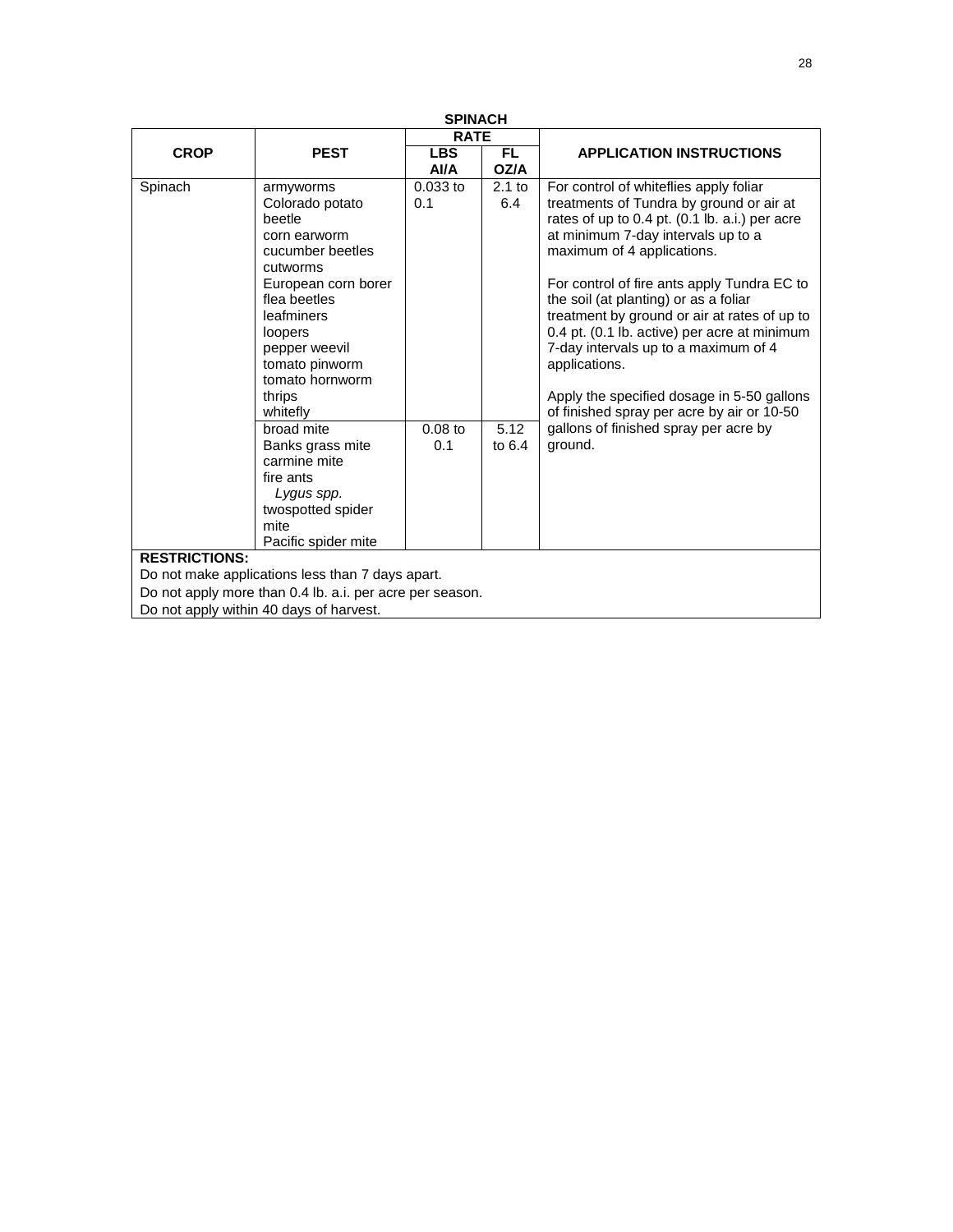**SPINACH**

| CROP | PEST | RATE | | APPLICATION INSTRUCTIONS |
|---|---|---|---|---|
| | | LBS AI/A | FL OZ/A | |
| Spinach | armyworms<br>Colorado potato beetle<br>corn earworm<br>cucumber beetles<br>cutworms<br>European corn borer<br>flea beetles<br>leafminers<br>loopers<br>pepper weevil<br>tomato pinworm<br>tomato hornworm<br>thrips<br>whitefly | 0.033 to 0.1 | 2.1 to 6.4 | For control of whiteflies apply foliar treatments of Tundra by ground or air at rates of up to 0.4 pt. (0.1 lb. a.i.) per acre at minimum 7-day intervals up to a maximum of 4 applications.<br><br>For control of fire ants apply Tundra EC to the soil (at planting) or as a foliar treatment by ground or air at rates of up to 0.4 pt. (0.1 lb. active) per acre at minimum 7-day intervals up to a maximum of 4 applications.<br><br>Apply the specified dosage in 5-50 gallons of finished spray per acre by air or 10-50 gallons of finished spray per acre by ground. |
| | broad mite<br>Banks grass mite<br>carmine mite<br>fire ants<br>*Lygus spp.*<br>twospotted spider mite<br>Pacific spider mite | 0.08 to 0.1 | 5.12 to 6.4 | |
| **RESTRICTIONS:**<br>Do not make applications less than 7 days apart.<br>Do not apply more than 0.4 lb. a.i. per acre per season.<br>Do not apply within 40 days of harvest. | | | | |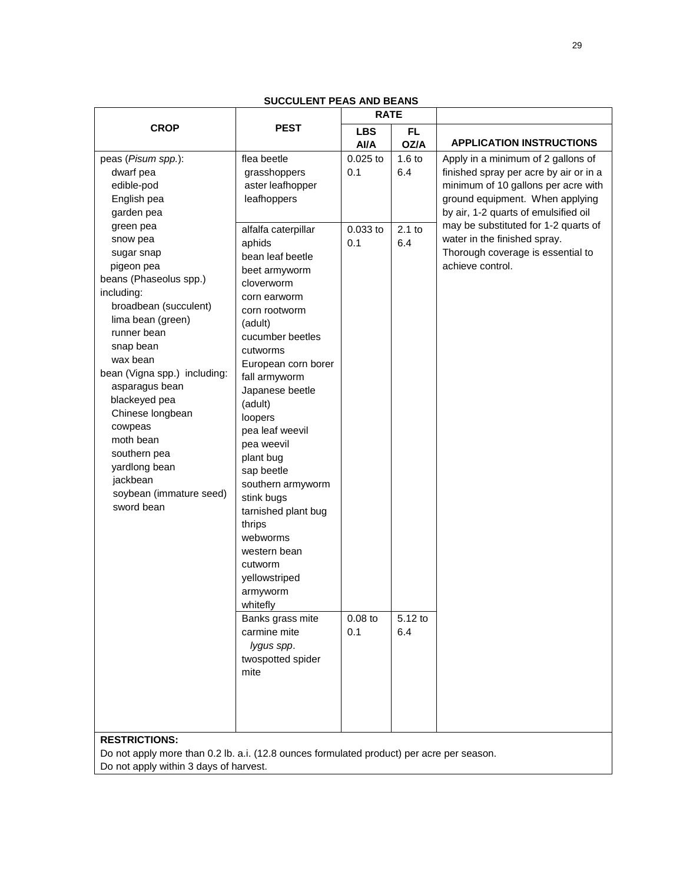## SUCCULENT PEAS AND BEANS

| CROP | PEST | RATE | | APPLICATION INSTRUCTIONS |
|---|---|---|---|---|
| | | LBS AI/A | FL OZ/A | |
| peas (*Pisum spp.*): dwarf pea, edible-pod, English pea, garden pea, green pea, snow pea, sugar snap, pigeon pea; beans (Phaseolus spp.) including: broadbean (succulent), lima bean (green), runner bean, snap bean, wax bean; bean (Vigna spp.) including: asparagus bean, blackeyed pea, Chinese longbean, cowpeas, moth bean, southern pea, yardlong bean, jackbean, soybean (immature seed), sword bean | flea beetle, grasshoppers, aster leafhopper, leafhoppers | 0.025 to 0.1 | 1.6 to 6.4 | Apply in a minimum of 2 gallons of finished spray per acre by air or in a minimum of 10 gallons per acre with ground equipment. When applying by air, 1-2 quarts of emulsified oil may be substituted for 1-2 quarts of water in the finished spray. Thorough coverage is essential to achieve control. |
| | alfalfa caterpillar, aphids, bean leaf beetle, beet armyworm, cloverworm, corn earworm, corn rootworm (adult), cucumber beetles, cutworms, European corn borer, fall armyworm, Japanese beetle (adult), loopers, pea leaf weevil, pea weevil, plant bug, sap beetle, southern armyworm, stink bugs, tarnished plant bug, thrips, webworms, western bean cutworm, yellowstriped armyworm, whitefly | 0.033 to 0.1 | 2.1 to 6.4 | |
| | Banks grass mite, carmine mite, *lygus spp*., twospotted spider mite | 0.08 to 0.1 | 5.12 to 6.4 | |

**RESTRICTIONS:**

Do not apply more than 0.2 lb. a.i. (12.8 ounces formulated product) per acre per season.
Do not apply within 3 days of harvest.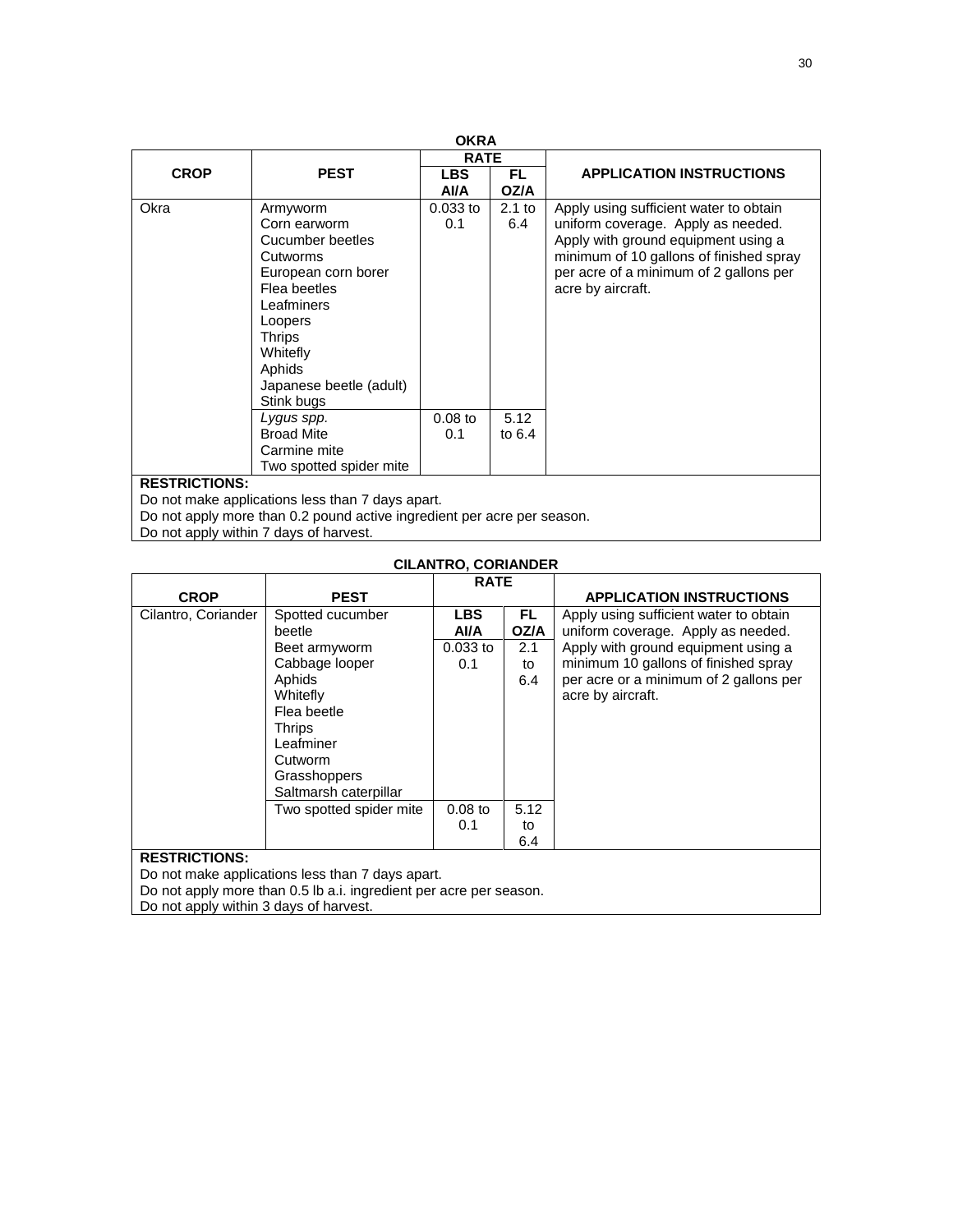## OKRA

| CROP | PEST | RATE | | APPLICATION INSTRUCTIONS |
|---|---|---|---|---|
| | | LBS AI/A | FL OZ/A | |
| Okra | Armyworm<br>Corn earworm<br>Cucumber beetles<br>Cutworms<br>European corn borer<br>Flea beetles<br>Leafminers<br>Loopers<br>Thrips<br>Whitefly<br>Aphids<br>Japanese beetle (adult)<br>Stink bugs | 0.033 to 0.1 | 2.1 to 6.4 | Apply using sufficient water to obtain uniform coverage. Apply as needed. Apply with ground equipment using a minimum of 10 gallons of finished spray per acre of a minimum of 2 gallons per acre by aircraft. |
| | *Lygus spp.*<br>Broad Mite<br>Carmine mite<br>Two spotted spider mite | 0.08 to 0.1 | 5.12 to 6.4 | |

**RESTRICTIONS:**

Do not make applications less than 7 days apart.
Do not apply more than 0.2 pound active ingredient per acre per season.
Do not apply within 7 days of harvest.

## CILANTRO, CORIANDER

| CROP | PEST | RATE | | APPLICATION INSTRUCTIONS |
|---|---|---|---|---|
| | | LBS AI/A | FL OZ/A | |
| Cilantro, Coriander | Spotted cucumber beetle<br>Beet armyworm<br>Cabbage looper<br>Aphids<br>Whitefly<br>Flea beetle<br>Thrips<br>Leafminer<br>Cutworm<br>Grasshoppers<br>Saltmarsh caterpillar | 0.033 to 0.1 | 2.1 to 6.4 | Apply using sufficient water to obtain uniform coverage. Apply as needed. Apply with ground equipment using a minimum 10 gallons of finished spray per acre or a minimum of 2 gallons per acre by aircraft. |
| | Two spotted spider mite | 0.08 to 0.1 | 5.12 to 6.4 | |

**RESTRICTIONS:**

Do not make applications less than 7 days apart.
Do not apply more than 0.5 lb a.i. ingredient per acre per season.
Do not apply within 3 days of harvest.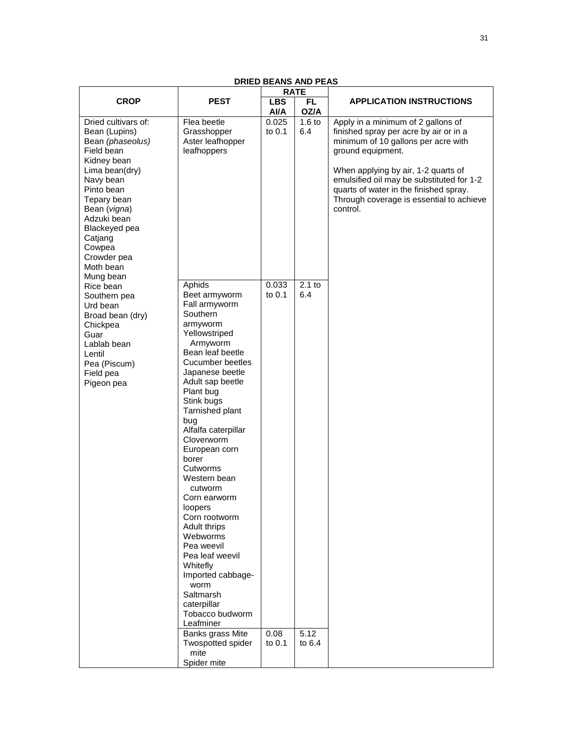**DRIED BEANS AND PEAS**

| CROP | PEST | RATE | | APPLICATION INSTRUCTIONS |
|---|---|---|---|---|
| | | LBS AI/A | FL OZ/A | |
| Dried cultivars of: Bean (Lupins) Bean *(phaseolus)* Field bean Kidney bean Lima bean(dry) Navy bean Pinto bean Tepary bean Bean (*vigna*) Adzuki bean Blackeyed pea Catjang Cowpea Crowder pea Moth bean Mung bean Rice bean Southern pea Urd bean Broad bean (dry) Chickpea Guar Lablab bean Lentil Pea (Piscum) Field pea Pigeon pea | Flea beetle Grasshopper Aster leafhopper leafhoppers | 0.025 to 0.1 | 1.6 to 6.4 | Apply in a minimum of 2 gallons of finished spray per acre by air or in a minimum of 10 gallons per acre with ground equipment. When applying by air, 1-2 quarts of emulsified oil may be substituted for 1-2 quarts of water in the finished spray. Through coverage is essential to achieve control. |
| | Aphids Beet armyworm Fall armyworm Southern armyworm Yellowstriped Armyworm Bean leaf beetle Cucumber beetles Japanese beetle Adult sap beetle Plant bug Stink bugs Tarnished plant bug Alfalfa caterpillar Cloverworm European corn borer Cutworms Western bean cutworm Corn earworm loopers Corn rootworm Adult thrips Webworms Pea weevil Pea leaf weevil Whitefly Imported cabbage-worm Saltmarsh caterpillar Tobacco budworm Leafminer | 0.033 to 0.1 | 2.1 to 6.4 | |
| | Banks grass Mite Twospotted spider mite Spider mite | 0.08 to 0.1 | 5.12 to 6.4 | |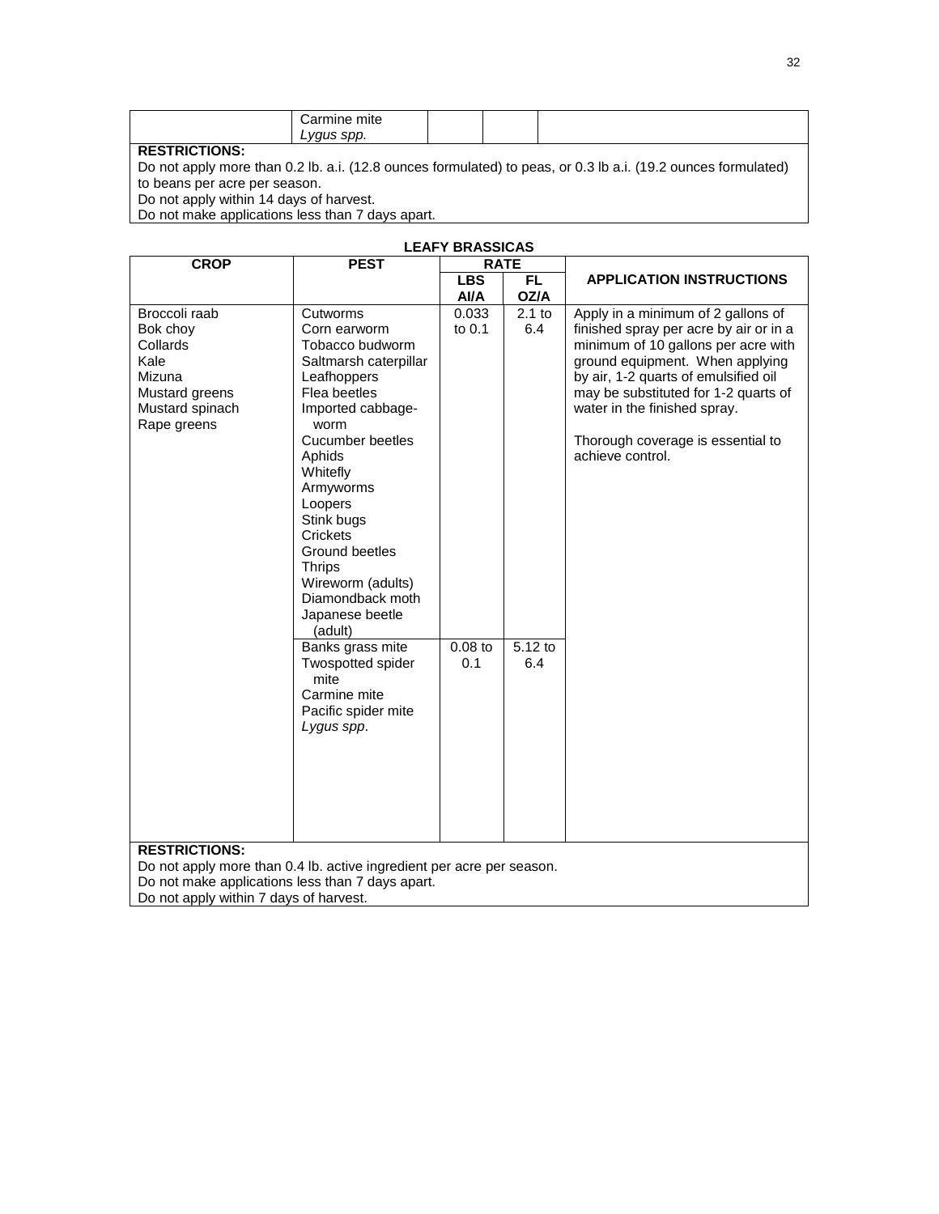| | Carmine mite<br>*Lygus spp.* | | | |
|---|---|---|---|---|

**RESTRICTIONS:**
Do not apply more than 0.2 lb. a.i. (12.8 ounces formulated) to peas, or 0.3 lb a.i. (19.2 ounces formulated) to beans per acre per season.
Do not apply within 14 days of harvest.
Do not make applications less than 7 days apart.

**LEAFY BRASSICAS**

| CROP | PEST | RATE | | APPLICATION INSTRUCTIONS |
|---|---|---|---|---|
| | | LBS AI/A | FL OZ/A | |
| Broccoli raab<br>Bok choy<br>Collards<br>Kale<br>Mizuna<br>Mustard greens<br>Mustard spinach<br>Rape greens | Cutworms<br>Corn earworm<br>Tobacco budworm<br>Saltmarsh caterpillar<br>Leafhoppers<br>Flea beetles<br>Imported cabbage-worm<br>Cucumber beetles<br>Aphids<br>Whitefly<br>Armyworms<br>Loopers<br>Stink bugs<br>Crickets<br>Ground beetles<br>Thrips<br>Wireworm (adults)<br>Diamondback moth<br>Japanese beetle (adult) | 0.033 to 0.1 | 2.1 to 6.4 | Apply in a minimum of 2 gallons of finished spray per acre by air or in a minimum of 10 gallons per acre with ground equipment. When applying by air, 1-2 quarts of emulsified oil may be substituted for 1-2 quarts of water in the finished spray.<br><br>Thorough coverage is essential to achieve control. |
| | Banks grass mite<br>Twospotted spider mite<br>Carmine mite<br>Pacific spider mite<br>*Lygus spp*. | 0.08 to 0.1 | 5.12 to 6.4 | |

**RESTRICTIONS:**
Do not apply more than 0.4 lb. active ingredient per acre per season.
Do not make applications less than 7 days apart.
Do not apply within 7 days of harvest.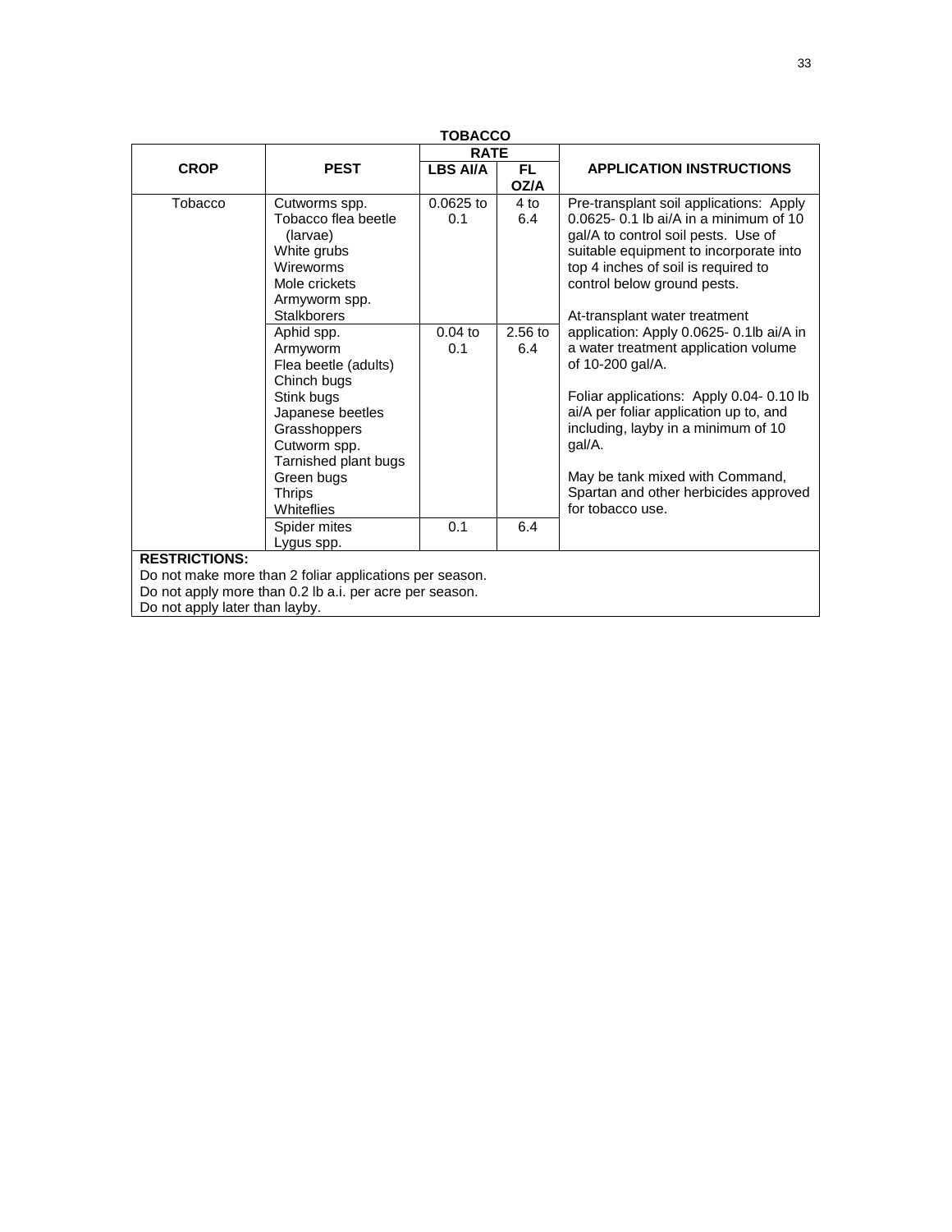**TOBACCO**

| CROP | PEST | RATE | | APPLICATION INSTRUCTIONS |
|---|---|---|---|---|
| | | LBS AI/A | FL OZ/A | |
| Tobacco | Cutworms spp.<br>Tobacco flea beetle (larvae)<br>White grubs<br>Wireworms<br>Mole crickets<br>Armyworm spp.<br>Stalkborers | 0.0625 to 0.1 | 4 to 6.4 | Pre-transplant soil applications: Apply 0.0625- 0.1 lb ai/A in a minimum of 10 gal/A to control soil pests. Use of suitable equipment to incorporate into top 4 inches of soil is required to control below ground pests.<br><br>At-transplant water treatment application: Apply 0.0625- 0.1lb ai/A in a water treatment application volume of 10-200 gal/A.<br><br>Foliar applications: Apply 0.04- 0.10 lb ai/A per foliar application up to, and including, layby in a minimum of 10 gal/A.<br><br>May be tank mixed with Command, Spartan and other herbicides approved for tobacco use. |
| | Aphid spp.<br>Armyworm<br>Flea beetle (adults)<br>Chinch bugs<br>Stink bugs<br>Japanese beetles<br>Grasshoppers<br>Cutworm spp.<br>Tarnished plant bugs<br>Green bugs<br>Thrips<br>Whiteflies | 0.04 to 0.1 | 2.56 to 6.4 | |
| | Spider mites<br>Lygus spp. | 0.1 | 6.4 | |

**RESTRICTIONS:**

Do not make more than 2 foliar applications per season.
Do not apply more than 0.2 lb a.i. per acre per season.
Do not apply later than layby.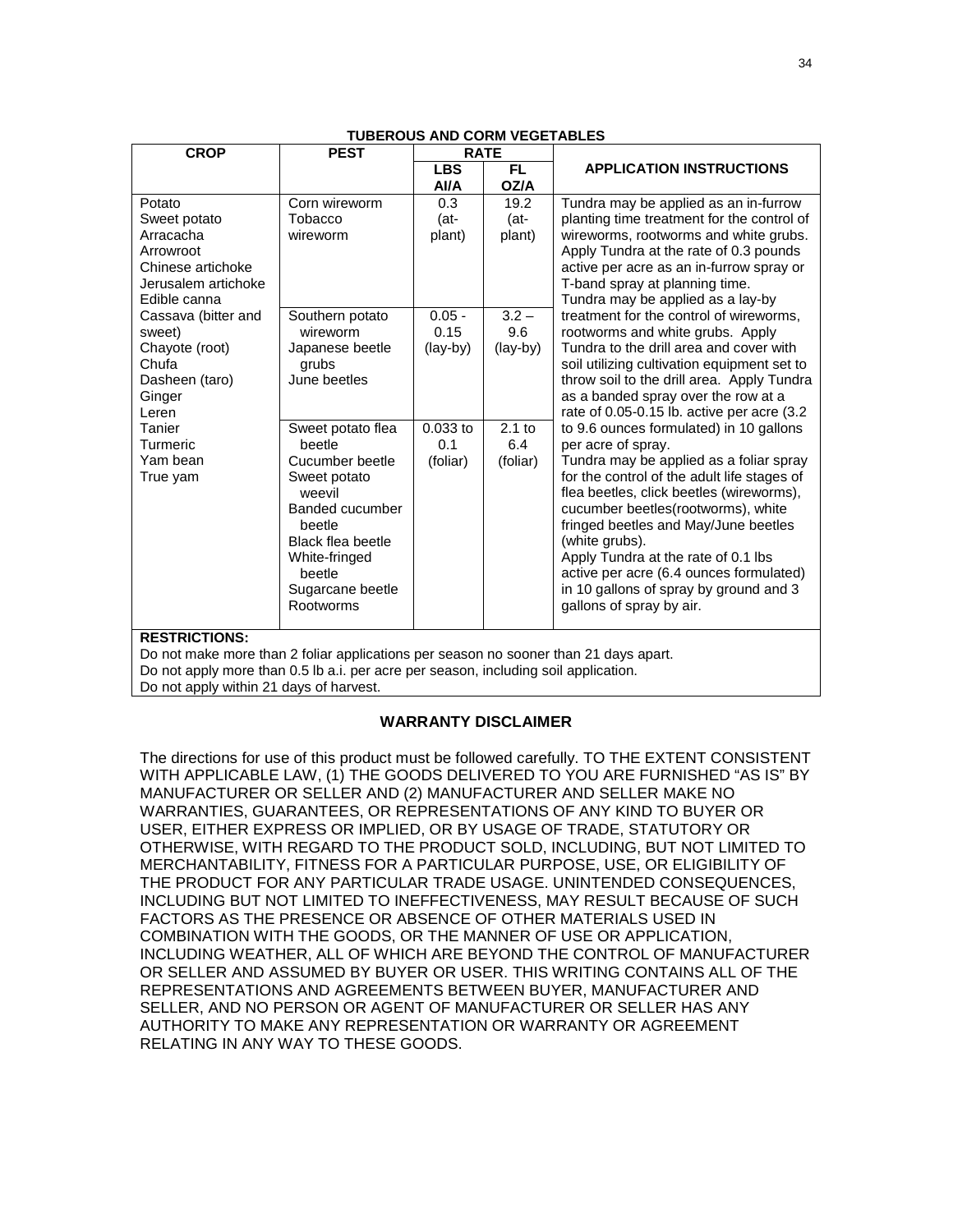**TUBEROUS AND CORM VEGETABLES**

| CROP | PEST | RATE | | APPLICATION INSTRUCTIONS |
|---|---|---|---|---|
| | | LBS AI/A | FL OZ/A | |
| Potato<br>Sweet potato<br>Arracacha<br>Arrowroot<br>Chinese artichoke<br>Jerusalem artichoke<br>Edible canna<br>Cassava (bitter and sweet)<br>Chayote (root)<br>Chufa<br>Dasheen (taro)<br>Ginger<br>Leren<br>Tanier<br>Turmeric<br>Yam bean<br>True yam | Corn wireworm<br>Tobacco wireworm | 0.3 (at-plant) | 19.2 (at-plant) | Tundra may be applied as an in-furrow planting time treatment for the control of wireworms, rootworms and white grubs. Apply Tundra at the rate of 0.3 pounds active per acre as an in-furrow spray or T-band spray at planning time.<br>Tundra may be applied as a lay-by treatment for the control of wireworms, rootworms and white grubs. Apply Tundra to the drill area and cover with soil utilizing cultivation equipment set to throw soil to the drill area. Apply Tundra as a banded spray over the row at a rate of 0.05-0.15 lb. active per acre (3.2 to 9.6 ounces formulated) in 10 gallons per acre of spray.<br>Tundra may be applied as a foliar spray for the control of the adult life stages of flea beetles, click beetles (wireworms), cucumber beetles(rootworms), white fringed beetles and May/June beetles (white grubs).<br>Apply Tundra at the rate of 0.1 lbs active per acre (6.4 ounces formulated) in 10 gallons of spray by ground and 3 gallons of spray by air. |
| | Southern potato wireworm<br>Japanese beetle grubs<br>June beetles | 0.05 - 0.15 (lay-by) | 3.2 – 9.6 (lay-by) | |
| | Sweet potato flea beetle<br>Cucumber beetle<br>Sweet potato weevil<br>Banded cucumber beetle<br>Black flea beetle<br>White-fringed beetle<br>Sugarcane beetle<br>Rootworms | 0.033 to 0.1 (foliar) | 2.1 to 6.4 (foliar) | |

**RESTRICTIONS:**
Do not make more than 2 foliar applications per season no sooner than 21 days apart.
Do not apply more than 0.5 lb a.i. per acre per season, including soil application.
Do not apply within 21 days of harvest.

## WARRANTY DISCLAIMER

The directions for use of this product must be followed carefully. TO THE EXTENT CONSISTENT WITH APPLICABLE LAW, (1) THE GOODS DELIVERED TO YOU ARE FURNISHED "AS IS" BY MANUFACTURER OR SELLER AND (2) MANUFACTURER AND SELLER MAKE NO WARRANTIES, GUARANTEES, OR REPRESENTATIONS OF ANY KIND TO BUYER OR USER, EITHER EXPRESS OR IMPLIED, OR BY USAGE OF TRADE, STATUTORY OR OTHERWISE, WITH REGARD TO THE PRODUCT SOLD, INCLUDING, BUT NOT LIMITED TO MERCHANTABILITY, FITNESS FOR A PARTICULAR PURPOSE, USE, OR ELIGIBILITY OF THE PRODUCT FOR ANY PARTICULAR TRADE USAGE. UNINTENDED CONSEQUENCES, INCLUDING BUT NOT LIMITED TO INEFFECTIVENESS, MAY RESULT BECAUSE OF SUCH FACTORS AS THE PRESENCE OR ABSENCE OF OTHER MATERIALS USED IN COMBINATION WITH THE GOODS, OR THE MANNER OF USE OR APPLICATION, INCLUDING WEATHER, ALL OF WHICH ARE BEYOND THE CONTROL OF MANUFACTURER OR SELLER AND ASSUMED BY BUYER OR USER. THIS WRITING CONTAINS ALL OF THE REPRESENTATIONS AND AGREEMENTS BETWEEN BUYER, MANUFACTURER AND SELLER, AND NO PERSON OR AGENT OF MANUFACTURER OR SELLER HAS ANY AUTHORITY TO MAKE ANY REPRESENTATION OR WARRANTY OR AGREEMENT RELATING IN ANY WAY TO THESE GOODS.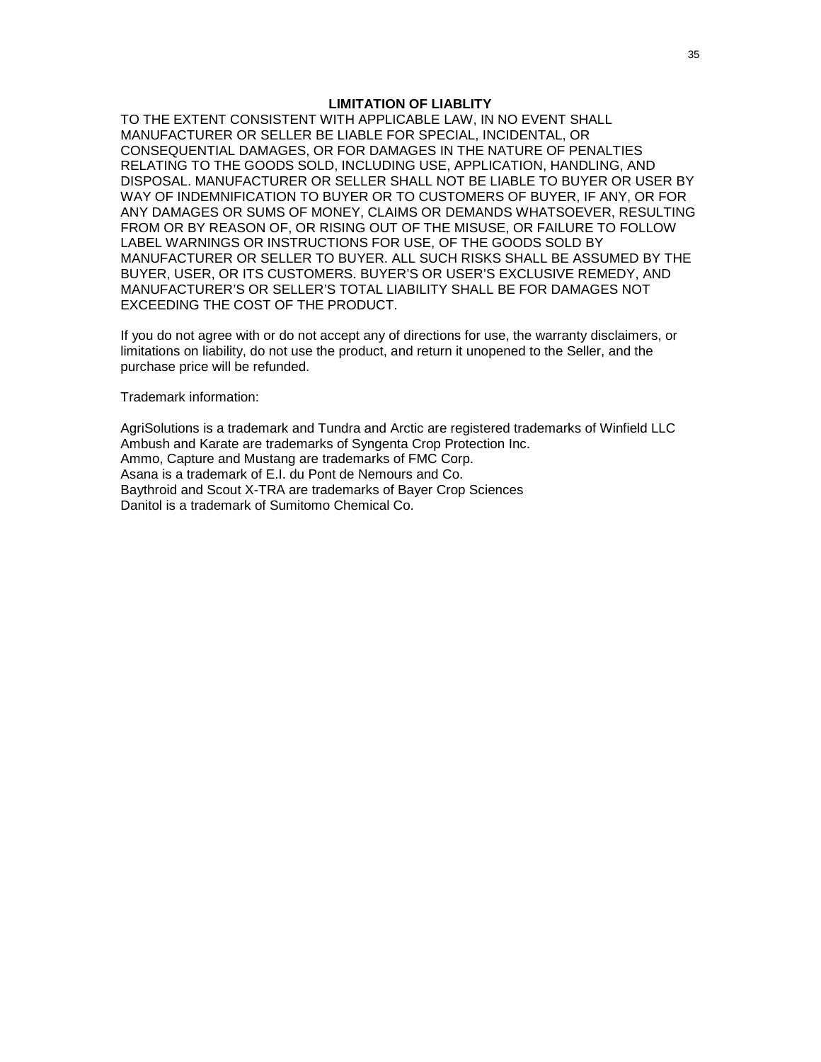**LIMITATION OF LIABLITY**

TO THE EXTENT CONSISTENT WITH APPLICABLE LAW, IN NO EVENT SHALL MANUFACTURER OR SELLER BE LIABLE FOR SPECIAL, INCIDENTAL, OR CONSEQUENTIAL DAMAGES, OR FOR DAMAGES IN THE NATURE OF PENALTIES RELATING TO THE GOODS SOLD, INCLUDING USE, APPLICATION, HANDLING, AND DISPOSAL. MANUFACTURER OR SELLER SHALL NOT BE LIABLE TO BUYER OR USER BY WAY OF INDEMNIFICATION TO BUYER OR TO CUSTOMERS OF BUYER, IF ANY, OR FOR ANY DAMAGES OR SUMS OF MONEY, CLAIMS OR DEMANDS WHATSOEVER, RESULTING FROM OR BY REASON OF, OR RISING OUT OF THE MISUSE, OR FAILURE TO FOLLOW LABEL WARNINGS OR INSTRUCTIONS FOR USE, OF THE GOODS SOLD BY MANUFACTURER OR SELLER TO BUYER. ALL SUCH RISKS SHALL BE ASSUMED BY THE BUYER, USER, OR ITS CUSTOMERS. BUYER'S OR USER'S EXCLUSIVE REMEDY, AND MANUFACTURER'S OR SELLER'S TOTAL LIABILITY SHALL BE FOR DAMAGES NOT EXCEEDING THE COST OF THE PRODUCT.

If you do not agree with or do not accept any of directions for use, the warranty disclaimers, or limitations on liability, do not use the product, and return it unopened to the Seller, and the purchase price will be refunded.

Trademark information:

AgriSolutions is a trademark and Tundra and Arctic are registered trademarks of Winfield LLC
Ambush and Karate are trademarks of Syngenta Crop Protection Inc.
Ammo, Capture and Mustang are trademarks of FMC Corp.
Asana is a trademark of E.I. du Pont de Nemours and Co.
Baythroid and Scout X-TRA are trademarks of Bayer Crop Sciences
Danitol is a trademark of Sumitomo Chemical Co.